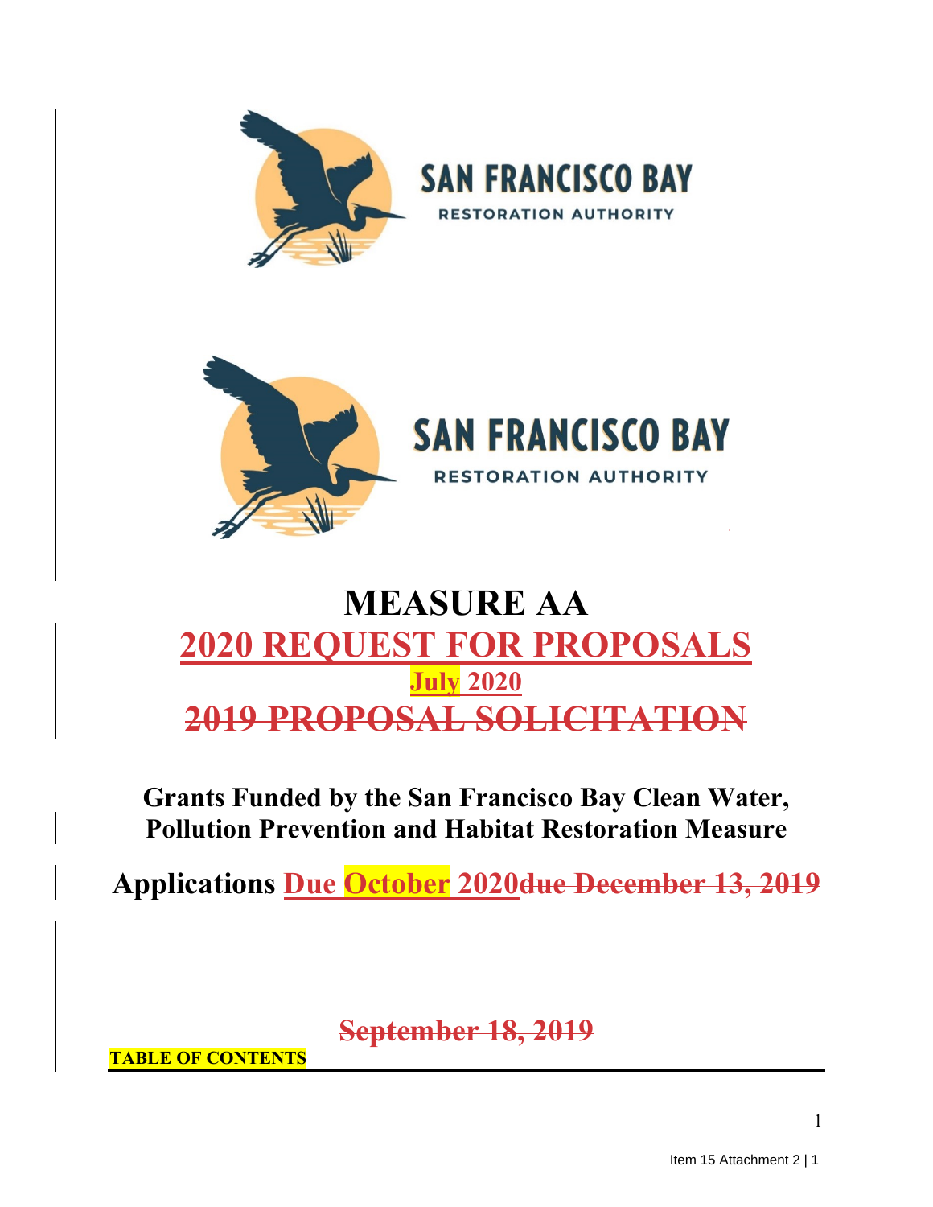SAN FRANCISCO BAY
RESTORATION AUTHORITY

SAN FRANCISCO BAY
RESTORATION AUTHORITY

# MEASURE AA

# 2020 REQUEST FOR PROPOSALS

## July 2020

## ~~2019 PROPOSAL SOLICITATION~~

**Grants Funded by the San Francisco Bay Clean Water, Pollution Prevention and Habitat Restoration Measure**

**Applications Due October 2020~~due December 13, 2019~~**

**~~September 18, 2019~~**

**TABLE OF CONTENTS**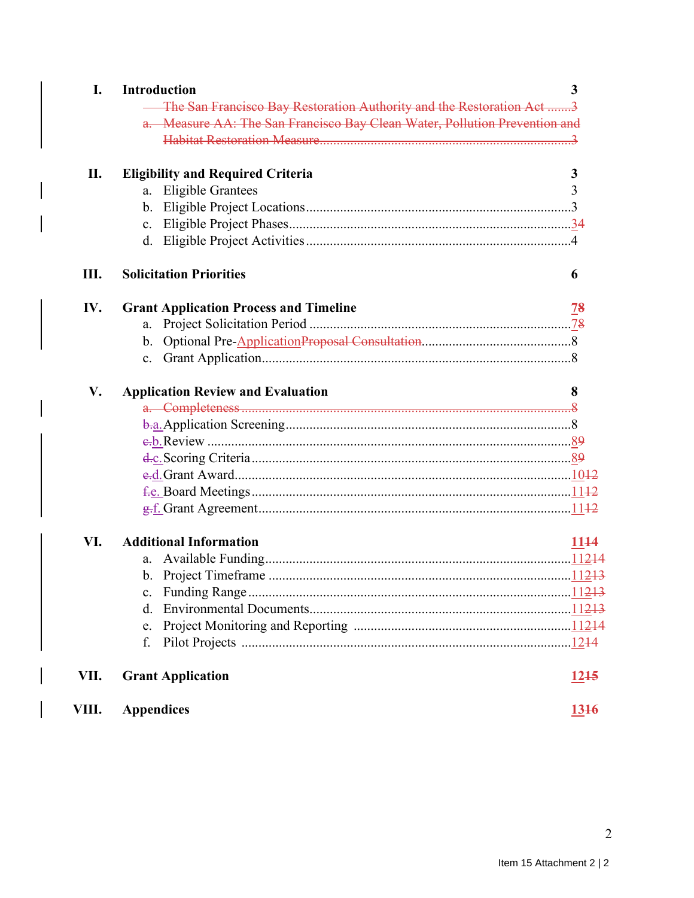| | | |
|---|---|---|
| **I.** | **Introduction** | **3** |
| | ~~The San Francisco Bay Restoration Authority and the Restoration Act~~ | ~~3~~ |
| | ~~a. Measure AA: The San Francisco Bay Clean Water, Pollution Prevention and Habitat Restoration Measure~~ | ~~3~~ |
| **II.** | **Eligibility and Required Criteria** | **3** |
| | a. Eligible Grantees | 3 |
| | b. Eligible Project Locations | 3 |
| | c. Eligible Project Phases | 3~~4~~ |
| | d. Eligible Project Activities | 4 |
| **III.** | **Solicitation Priorities** | **6** |
| **IV.** | **Grant Application Process and Timeline** | **7~~8~~** |
| | a. Project Solicitation Period | 7~~8~~ |
| | b. Optional Pre-Application~~Proposal Consultation~~ | 8 |
| | c. Grant Application | 8 |
| **V.** | **Application Review and Evaluation** | **8** |
| | ~~a. Completeness~~ | ~~8~~ |
| | ~~b.~~a. Application Screening | 8 |
| | ~~c.~~b. Review | 8~~9~~ |
| | ~~d.~~c. Scoring Criteria | 8~~9~~ |
| | ~~e.~~d. Grant Award | 10~~12~~ |
| | ~~f.~~e. Board Meetings | 11~~12~~ |
| | ~~g.~~f. Grant Agreement | 11~~12~~ |
| **VI.** | **Additional Information** | **11~~14~~** |
| | a. Available Funding | 12~~14~~ |
| | b. Project Timeframe | 12~~13~~ |
| | c. Funding Range | 12~~13~~ |
| | d. Environmental Documents | 12~~13~~ |
| | e. Project Monitoring and Reporting | 12~~14~~ |
| | f. Pilot Projects | 12~~14~~ |
| **VII.** | **Grant Application** | **12~~15~~** |
| **VIII.** | **Appendices** | **13~~16~~** |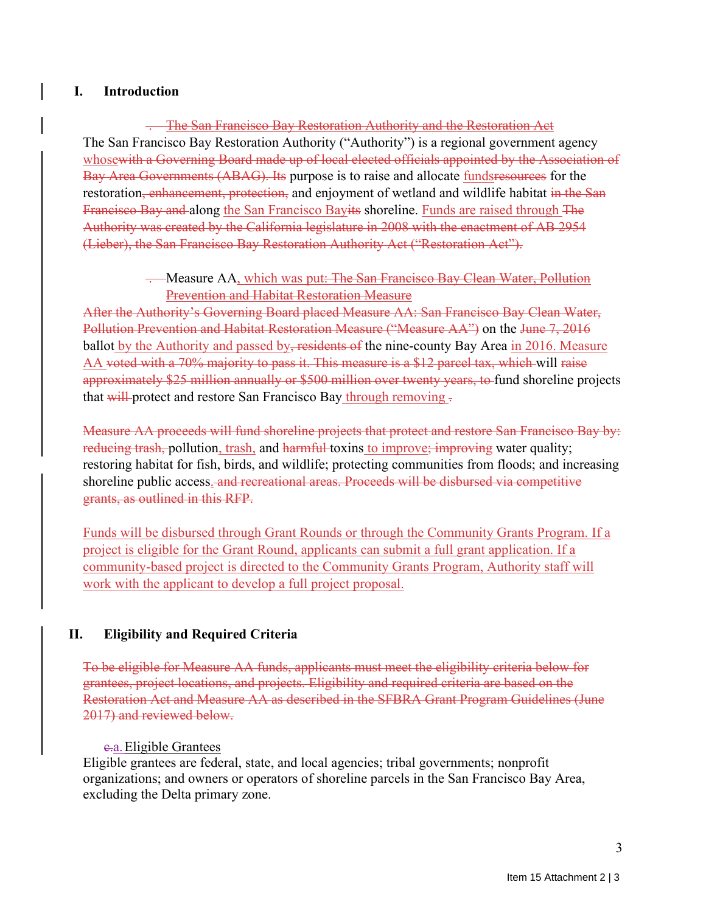# I. Introduction

~~. The San Francisco Bay Restoration Authority and the Restoration Act~~

The San Francisco Bay Restoration Authority (“Authority”) is a regional government agency whose~~with a Governing Board made up of local elected officials appointed by the Association of Bay Area Governments (ABAG). Its~~ purpose is to raise and allocate funds~~resources~~ for the restoration~~, enhancement, protection,~~ and enjoyment of wetland and wildlife habitat ~~in the San Francisco Bay and~~ along the San Francisco Bay~~its~~ shoreline. Funds are raised through ~~The Authority was created by the California legislature in 2008 with the enactment of AB 2954 (Lieber), the San Francisco Bay Restoration Authority Act (“Restoration Act”).~~

~~.~~ Measure AA, which was put~~: The San Francisco Bay Clean Water, Pollution Prevention and Habitat Restoration Measure~~

~~After the Authority’s Governing Board placed Measure AA: San Francisco Bay Clean Water, Pollution Prevention and Habitat Restoration Measure (“Measure AA”)~~ on the ~~June 7, 2016~~ ballot by the Authority and passed by~~, residents of~~ the nine-county Bay Area in 2016. Measure AA ~~voted with a 70% majority to pass it. This measure is a $12 parcel tax, which~~ will ~~raise approximately $25 million annually or $500 million over twenty years, to~~ fund shoreline projects that ~~will~~ protect and restore San Francisco Bay through removing ~~.~~

~~Measure AA proceeds will fund shoreline projects that protect and restore San Francisco Bay by: reducing trash,~~ pollution, trash, and ~~harmful~~ toxins to improve~~; improving~~ water quality; restoring habitat for fish, birds, and wildlife; protecting communities from floods; and increasing shoreline public access.~~ and recreational areas. Proceeds will be disbursed via competitive grants, as outlined in this RFP.~~

Funds will be disbursed through Grant Rounds or through the Community Grants Program. If a project is eligible for the Grant Round, applicants can submit a full grant application. If a community-based project is directed to the Community Grants Program, Authority staff will work with the applicant to develop a full project proposal.

# II. Eligibility and Required Criteria

~~To be eligible for Measure AA funds, applicants must meet the eligibility criteria below for grantees, project locations, and projects. Eligibility and required criteria are based on the Restoration Act and Measure AA as described in the SFBRA Grant Program Guidelines (June 2017) and reviewed below.~~

## ~~c.~~a. Eligible Grantees

Eligible grantees are federal, state, and local agencies; tribal governments; nonprofit organizations; and owners or operators of shoreline parcels in the San Francisco Bay Area, excluding the Delta primary zone.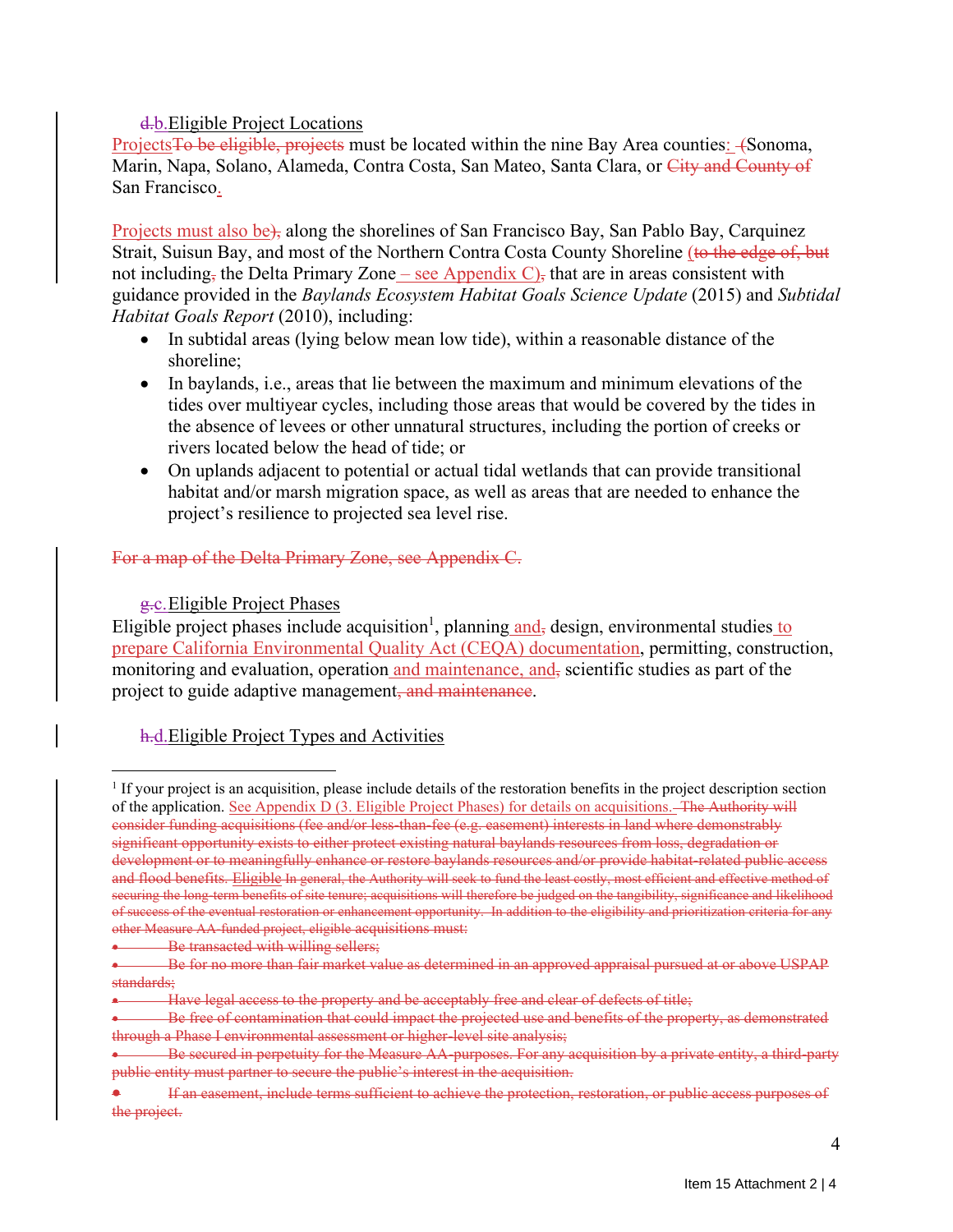### ~~d.~~b. Eligible Project Locations

Projects~~To be eligible, projects~~ must be located within the nine Bay Area counties: ~~(~~Sonoma, Marin, Napa, Solano, Alameda, Contra Costa, San Mateo, Santa Clara, or ~~City and County of~~ San Francisco.

Projects must also be~~),~~ along the shorelines of San Francisco Bay, San Pablo Bay, Carquinez Strait, Suisun Bay, and most of the Northern Contra Costa County Shoreline (~~to the edge of, but~~ not including~~,~~ the Delta Primary Zone – see Appendix C)~~,~~ that are in areas consistent with guidance provided in the *Baylands Ecosystem Habitat Goals Science Update* (2015) and *Subtidal Habitat Goals Report* (2010), including:

- In subtidal areas (lying below mean low tide), within a reasonable distance of the shoreline;
- In baylands, i.e., areas that lie between the maximum and minimum elevations of the tides over multiyear cycles, including those areas that would be covered by the tides in the absence of levees or other unnatural structures, including the portion of creeks or rivers located below the head of tide; or
- On uplands adjacent to potential or actual tidal wetlands that can provide transitional habitat and/or marsh migration space, as well as areas that are needed to enhance the project's resilience to projected sea level rise.

~~For a map of the Delta Primary Zone, see Appendix C.~~

### ~~g.~~c. Eligible Project Phases

Eligible project phases include acquisition[1], planning and~~,~~ design, environmental studies to prepare California Environmental Quality Act (CEQA) documentation, permitting, construction, monitoring and evaluation, operation and maintenance, and~~,~~ scientific studies as part of the project to guide adaptive management~~, and maintenance~~.

### ~~h.~~d. Eligible Project Types and Activities

---

[1] If your project is an acquisition, please include details of the restoration benefits in the project description section of the application. See Appendix D (3. Eligible Project Phases) for details on acquisitions. ~~The Authority will consider funding acquisitions (fee and/or less-than-fee (e.g. easement) interests in land where demonstrably significant opportunity exists to either protect existing natural baylands resources from loss, degradation or development or to meaningfully enhance or restore baylands resources and/or provide habitat-related public access and flood benefits.~~ ~~Eligible~~ ~~In general, the Authority will seek to fund the least costly, most efficient and effective method of securing the long-term benefits of site tenure; acquisitions will therefore be judged on the tangibility, significance and likelihood of success of the eventual restoration or enhancement opportunity. In addition to the eligibility and prioritization criteria for any other Measure AA-funded project, eligible acquisitions must:~~

- ~~Be transacted with willing sellers;~~
- ~~Be for no more than fair market value as determined in an approved appraisal pursued at or above USPAP standards;~~
- ~~Have legal access to the property and be acceptably free and clear of defects of title;~~
- ~~Be free of contamination that could impact the projected use and benefits of the property, as demonstrated through a Phase I environmental assessment or higher-level site analysis;~~
- ~~Be secured in perpetuity for the Measure AA-purposes. For any acquisition by a private entity, a third-party public entity must partner to secure the public's interest in the acquisition.~~
- ~~If an easement, include terms sufficient to achieve the protection, restoration, or public access purposes of the project.~~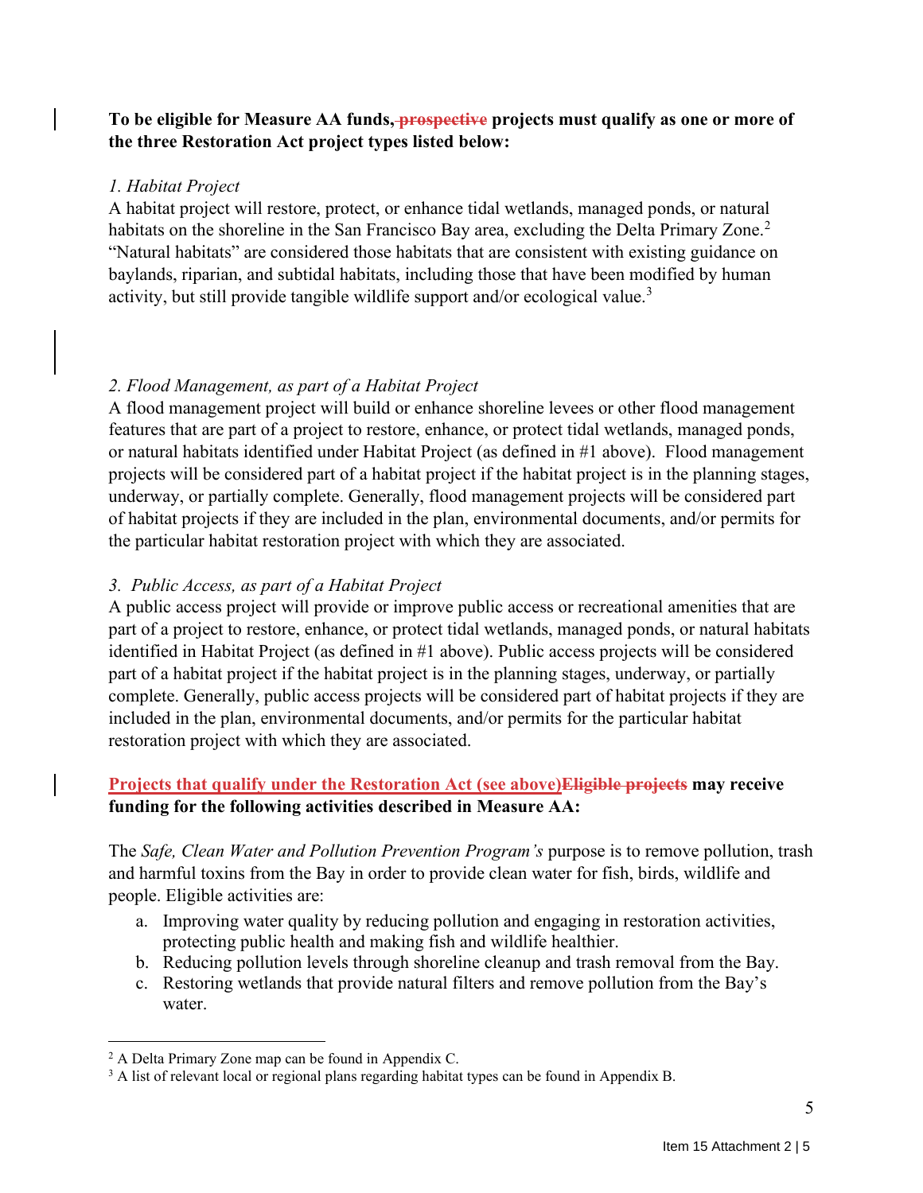**To be eligible for Measure AA funds, ~~prospective~~ projects must qualify as one or more of the three Restoration Act project types listed below:**

*1. Habitat Project*

A habitat project will restore, protect, or enhance tidal wetlands, managed ponds, or natural habitats on the shoreline in the San Francisco Bay area, excluding the Delta Primary Zone.[2] "Natural habitats" are considered those habitats that are consistent with existing guidance on baylands, riparian, and subtidal habitats, including those that have been modified by human activity, but still provide tangible wildlife support and/or ecological value.[3]

*2. Flood Management, as part of a Habitat Project*

A flood management project will build or enhance shoreline levees or other flood management features that are part of a project to restore, enhance, or protect tidal wetlands, managed ponds, or natural habitats identified under Habitat Project (as defined in #1 above). Flood management projects will be considered part of a habitat project if the habitat project is in the planning stages, underway, or partially complete. Generally, flood management projects will be considered part of habitat projects if they are included in the plan, environmental documents, and/or permits for the particular habitat restoration project with which they are associated.

*3. Public Access, as part of a Habitat Project*

A public access project will provide or improve public access or recreational amenities that are part of a project to restore, enhance, or protect tidal wetlands, managed ponds, or natural habitats identified in Habitat Project (as defined in #1 above). Public access projects will be considered part of a habitat project if the habitat project is in the planning stages, underway, or partially complete. Generally, public access projects will be considered part of habitat projects if they are included in the plan, environmental documents, and/or permits for the particular habitat restoration project with which they are associated.

**Projects that qualify under the Restoration Act (see above)~~Eligible projects~~ may receive funding for the following activities described in Measure AA:**

The *Safe, Clean Water and Pollution Prevention Program's* purpose is to remove pollution, trash and harmful toxins from the Bay in order to provide clean water for fish, birds, wildlife and people. Eligible activities are:

a. Improving water quality by reducing pollution and engaging in restoration activities, protecting public health and making fish and wildlife healthier.
b. Reducing pollution levels through shoreline cleanup and trash removal from the Bay.
c. Restoring wetlands that provide natural filters and remove pollution from the Bay's water.

---

[2] A Delta Primary Zone map can be found in Appendix C.

[3] A list of relevant local or regional plans regarding habitat types can be found in Appendix B.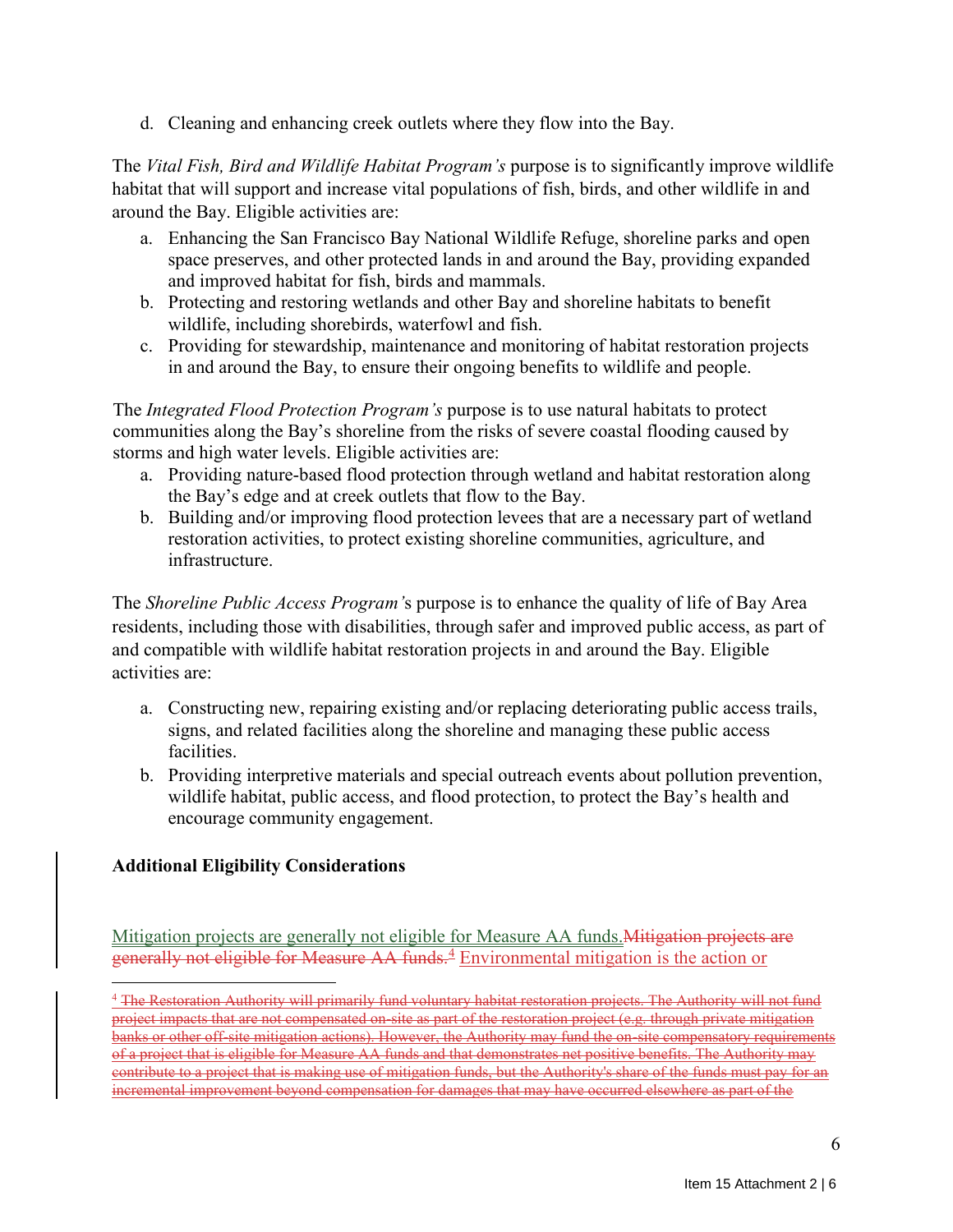d. Cleaning and enhancing creek outlets where they flow into the Bay.

The *Vital Fish, Bird and Wildlife Habitat Program's* purpose is to significantly improve wildlife habitat that will support and increase vital populations of fish, birds, and other wildlife in and around the Bay. Eligible activities are:

a. Enhancing the San Francisco Bay National Wildlife Refuge, shoreline parks and open space preserves, and other protected lands in and around the Bay, providing expanded and improved habitat for fish, birds and mammals.
b. Protecting and restoring wetlands and other Bay and shoreline habitats to benefit wildlife, including shorebirds, waterfowl and fish.
c. Providing for stewardship, maintenance and monitoring of habitat restoration projects in and around the Bay, to ensure their ongoing benefits to wildlife and people.

The *Integrated Flood Protection Program's* purpose is to use natural habitats to protect communities along the Bay's shoreline from the risks of severe coastal flooding caused by storms and high water levels. Eligible activities are:

a. Providing nature-based flood protection through wetland and habitat restoration along the Bay's edge and at creek outlets that flow to the Bay.
b. Building and/or improving flood protection levees that are a necessary part of wetland restoration activities, to protect existing shoreline communities, agriculture, and infrastructure.

The *Shoreline Public Access Program's* purpose is to enhance the quality of life of Bay Area residents, including those with disabilities, through safer and improved public access, as part of and compatible with wildlife habitat restoration projects in and around the Bay. Eligible activities are:

a. Constructing new, repairing existing and/or replacing deteriorating public access trails, signs, and related facilities along the shoreline and managing these public access facilities.
b. Providing interpretive materials and special outreach events about pollution prevention, wildlife habitat, public access, and flood protection, to protect the Bay's health and encourage community engagement.

**Additional Eligibility Considerations**

Mitigation projects are generally not eligible for Measure AA funds.~~Mitigation projects are generally not eligible for Measure AA funds.[4]~~ Environmental mitigation is the action or

---

~~[4] The Restoration Authority will primarily fund voluntary habitat restoration projects. The Authority will not fund project impacts that are not compensated on-site as part of the restoration project (e.g. through private mitigation banks or other off-site mitigation actions). However, the Authority may fund the on-site compensatory requirements of a project that is eligible for Measure AA funds and that demonstrates net positive benefits. The Authority may contribute to a project that is making use of mitigation funds, but the Authority's share of the funds must pay for an incremental improvement beyond compensation for damages that may have occurred elsewhere as part of the~~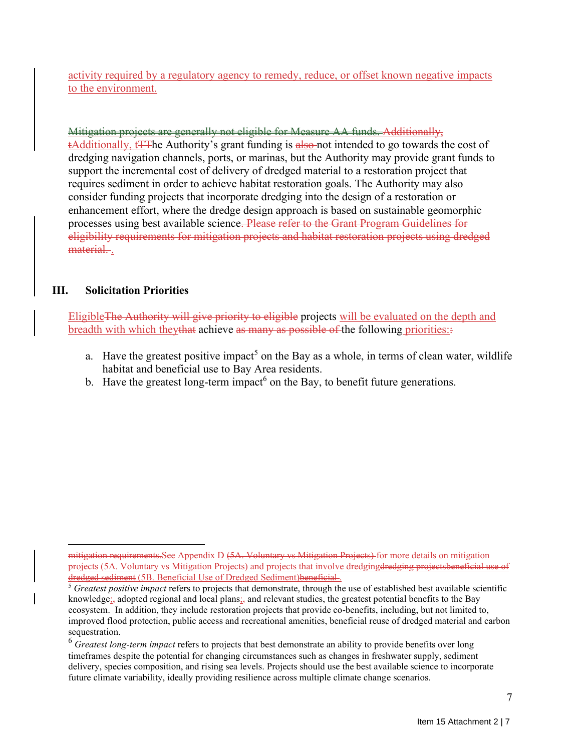activity required by a regulatory agency to remedy, reduce, or offset known negative impacts to the environment.

~~Mitigation projects are generally not eligible for Measure AA funds.~~ ~~Additionally, t~~Additionally, t~~TT~~he Authority's grant funding is ~~also~~ not intended to go towards the cost of dredging navigation channels, ports, or marinas, but the Authority may provide grant funds to support the incremental cost of delivery of dredged material to a restoration project that requires sediment in order to achieve habitat restoration goals. The Authority may also consider funding projects that incorporate dredging into the design of a restoration or enhancement effort, where the dredge design approach is based on sustainable geomorphic processes using best available science~~. Please refer to the Grant Program Guidelines for eligibility requirements for mitigation projects and habitat restoration projects using dredged material.~~ .

## III. Solicitation Priorities

Eligible~~The Authority will give priority to eligible~~ projects will be evaluated on the depth and breadth with which they~~that~~ achieve ~~as many as possible of~~ the following priorities:~~:~~

a. Have the greatest positive impact[5] on the Bay as a whole, in terms of clean water, wildlife habitat and beneficial use to Bay Area residents.
b. Have the greatest long-term impact[6] on the Bay, to benefit future generations.

---

~~mitigation requirements.~~See Appendix D ~~(5A. Voluntary vs Mitigation Projects)~~ for more details on mitigation projects (5A. Voluntary vs Mitigation Projects) and projects that involve dredging~~dredging projects~~~~beneficial use of dredged sediment~~ (5B. Beneficial Use of Dredged Sediment)~~beneficial~~ .

[5] *Greatest positive impact* refers to projects that demonstrate, through the use of established best available scientific knowledge;~~,~~ adopted regional and local plans;~~,~~ and relevant studies, the greatest potential benefits to the Bay ecosystem. In addition, they include restoration projects that provide co-benefits, including, but not limited to, improved flood protection, public access and recreational amenities, beneficial reuse of dredged material and carbon sequestration.

[6] *Greatest long-term impact* refers to projects that best demonstrate an ability to provide benefits over long timeframes despite the potential for changing circumstances such as changes in freshwater supply, sediment delivery, species composition, and rising sea levels. Projects should use the best available science to incorporate future climate variability, ideally providing resilience across multiple climate change scenarios.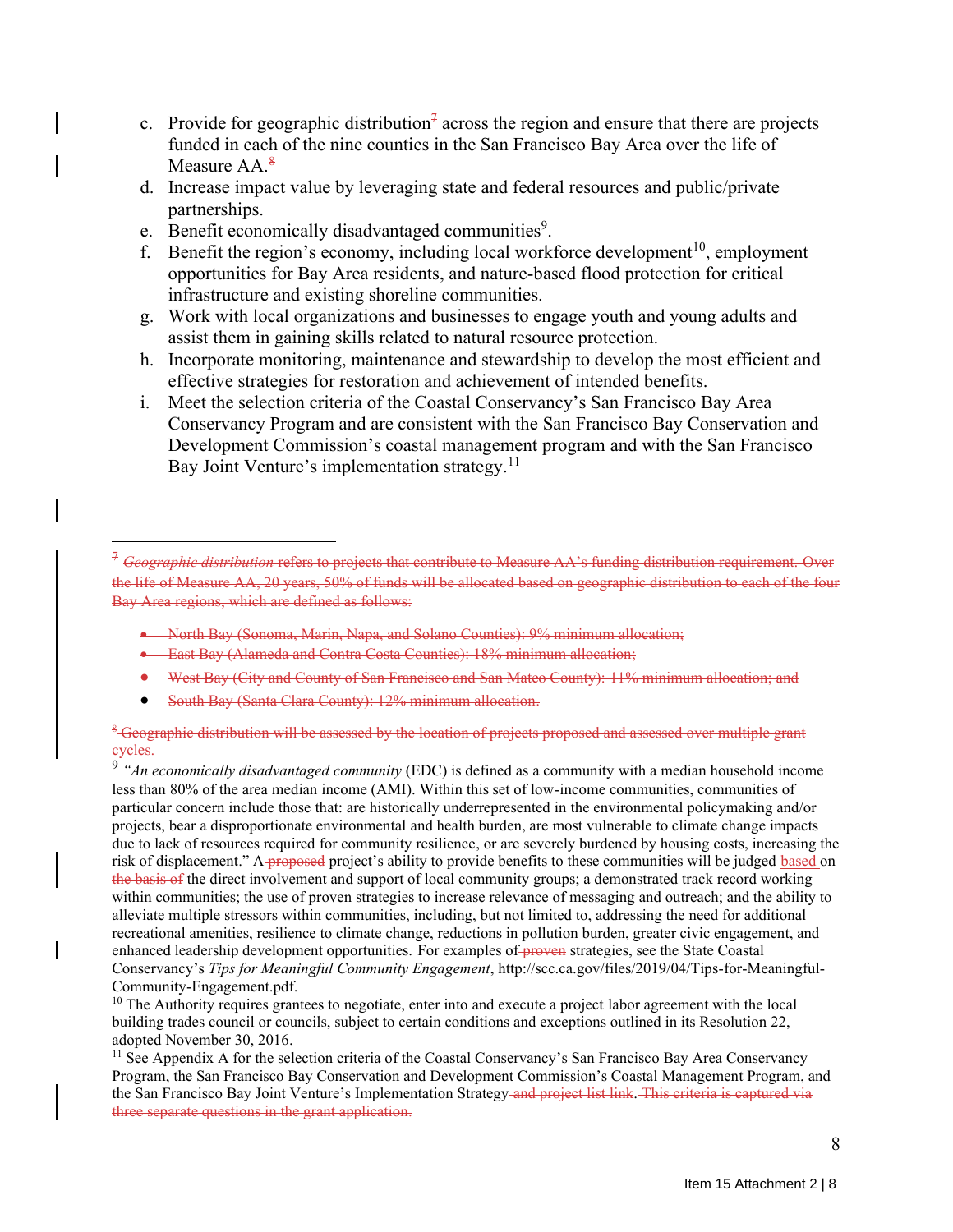c. Provide for geographic distribution[7] across the region and ensure that there are projects funded in each of the nine counties in the San Francisco Bay Area over the life of Measure AA.[8]
d. Increase impact value by leveraging state and federal resources and public/private partnerships.
e. Benefit economically disadvantaged communities[9].
f. Benefit the region's economy, including local workforce development[10], employment opportunities for Bay Area residents, and nature-based flood protection for critical infrastructure and existing shoreline communities.
g. Work with local organizations and businesses to engage youth and young adults and assist them in gaining skills related to natural resource protection.
h. Incorporate monitoring, maintenance and stewardship to develop the most efficient and effective strategies for restoration and achievement of intended benefits.
i. Meet the selection criteria of the Coastal Conservancy's San Francisco Bay Area Conservancy Program and are consistent with the San Francisco Bay Conservation and Development Commission's coastal management program and with the San Francisco Bay Joint Venture's implementation strategy.[11]

---

[7] ~~*Geographic distribution* refers to projects that contribute to Measure AA's funding distribution requirement. Over the life of Measure AA, 20 years, 50% of funds will be allocated based on geographic distribution to each of the four Bay Area regions, which are defined as follows:~~

- ~~North Bay (Sonoma, Marin, Napa, and Solano Counties): 9% minimum allocation;~~
- ~~East Bay (Alameda and Contra Costa Counties): 18% minimum allocation;~~
- ~~West Bay (City and County of San Francisco and San Mateo County): 11% minimum allocation; and~~
- ~~South Bay (Santa Clara County): 12% minimum allocation.~~

[8] ~~Geographic distribution will be assessed by the location of projects proposed and assessed over multiple grant cycles.~~

[9] *"An economically disadvantaged community* (EDC) is defined as a community with a median household income less than 80% of the area median income (AMI). Within this set of low-income communities, communities of particular concern include those that: are historically underrepresented in the environmental policymaking and/or projects, bear a disproportionate environmental and health burden, are most vulnerable to climate change impacts due to lack of resources required for community resilience, or are severely burdened by housing costs, increasing the risk of displacement." A ~~proposed~~ project's ability to provide benefits to these communities will be judged based on ~~the basis of~~ the direct involvement and support of local community groups; a demonstrated track record working within communities; the use of proven strategies to increase relevance of messaging and outreach; and the ability to alleviate multiple stressors within communities, including, but not limited to, addressing the need for additional recreational amenities, resilience to climate change, reductions in pollution burden, greater civic engagement, and enhanced leadership development opportunities. For examples of ~~proven~~ strategies, see the State Coastal Conservancy's *Tips for Meaningful Community Engagement*, http://scc.ca.gov/files/2019/04/Tips-for-Meaningful-Community-Engagement.pdf.

[10] The Authority requires grantees to negotiate, enter into and execute a project labor agreement with the local building trades council or councils, subject to certain conditions and exceptions outlined in its Resolution 22, adopted November 30, 2016.

[11] See Appendix A for the selection criteria of the Coastal Conservancy's San Francisco Bay Area Conservancy Program, the San Francisco Bay Conservation and Development Commission's Coastal Management Program, and the San Francisco Bay Joint Venture's Implementation Strategy ~~and project list link~~. ~~This criteria is captured via three separate questions in the grant application.~~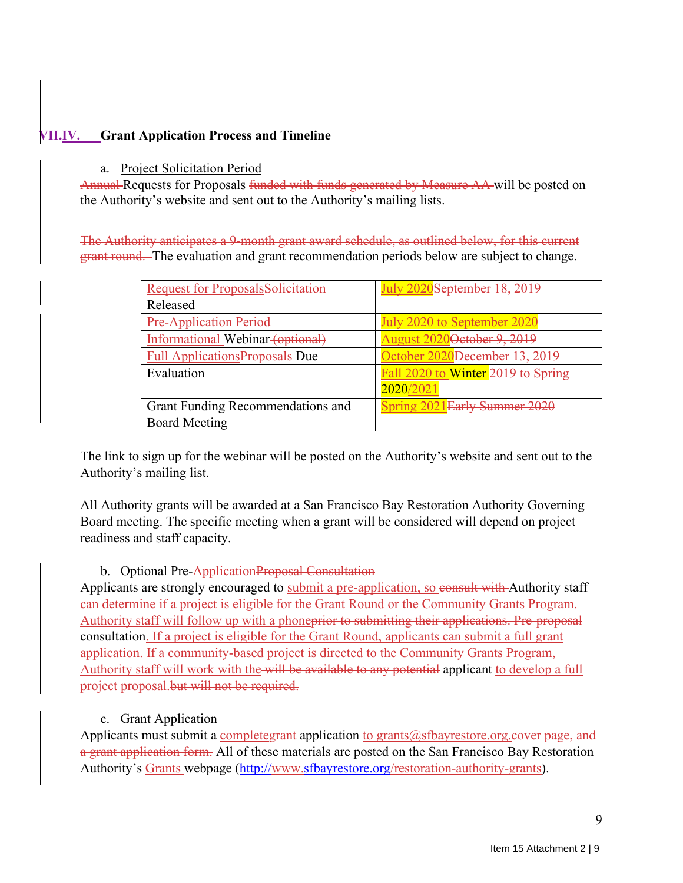## ~~VII.~~IV. Grant Application Process and Timeline

a. Project Solicitation Period

~~Annual~~ Requests for Proposals ~~funded with funds generated by Measure AA~~ will be posted on the Authority's website and sent out to the Authority's mailing lists.

~~The Authority anticipates a 9-month grant award schedule, as outlined below, for this current grant round.~~ The evaluation and grant recommendation periods below are subject to change.

| | |
|---|---|
| Request for Proposals~~Solicitation~~ Released | July 2020~~September 18, 2019~~ |
| Pre-Application Period | July 2020 to September 2020 |
| Informational Webinar ~~(optional)~~ | August 2020~~October 9, 2019~~ |
| Full Applications~~Proposals~~ Due | October 2020~~December 13, 2019~~ |
| Evaluation | Fall 2020 to Winter ~~2019 to Spring~~ 2020/2021 |
| Grant Funding Recommendations and Board Meeting | Spring 2021~~Early Summer 2020~~ |

The link to sign up for the webinar will be posted on the Authority's website and sent out to the Authority's mailing list.

All Authority grants will be awarded at a San Francisco Bay Restoration Authority Governing Board meeting. The specific meeting when a grant will be considered will depend on project readiness and staff capacity.

b. Optional Pre-Application~~Proposal Consultation~~

Applicants are strongly encouraged to submit a pre-application, so ~~consult with~~ Authority staff can determine if a project is eligible for the Grant Round or the Community Grants Program. Authority staff will follow up with a phone~~prior to submitting their applications. Pre-proposal~~ consultation. If a project is eligible for the Grant Round, applicants can submit a full grant application. If a community-based project is directed to the Community Grants Program, Authority staff will work with the ~~will be available to any potential~~ applicant to develop a full project proposal.~~but will not be required.~~

c. Grant Application

Applicants must submit a complete~~grant~~ application to grants@sfbayrestore.org.~~cover page, and a grant application form.~~ All of these materials are posted on the San Francisco Bay Restoration Authority's Grants webpage (http://~~www.~~sfbayrestore.org/restoration-authority-grants).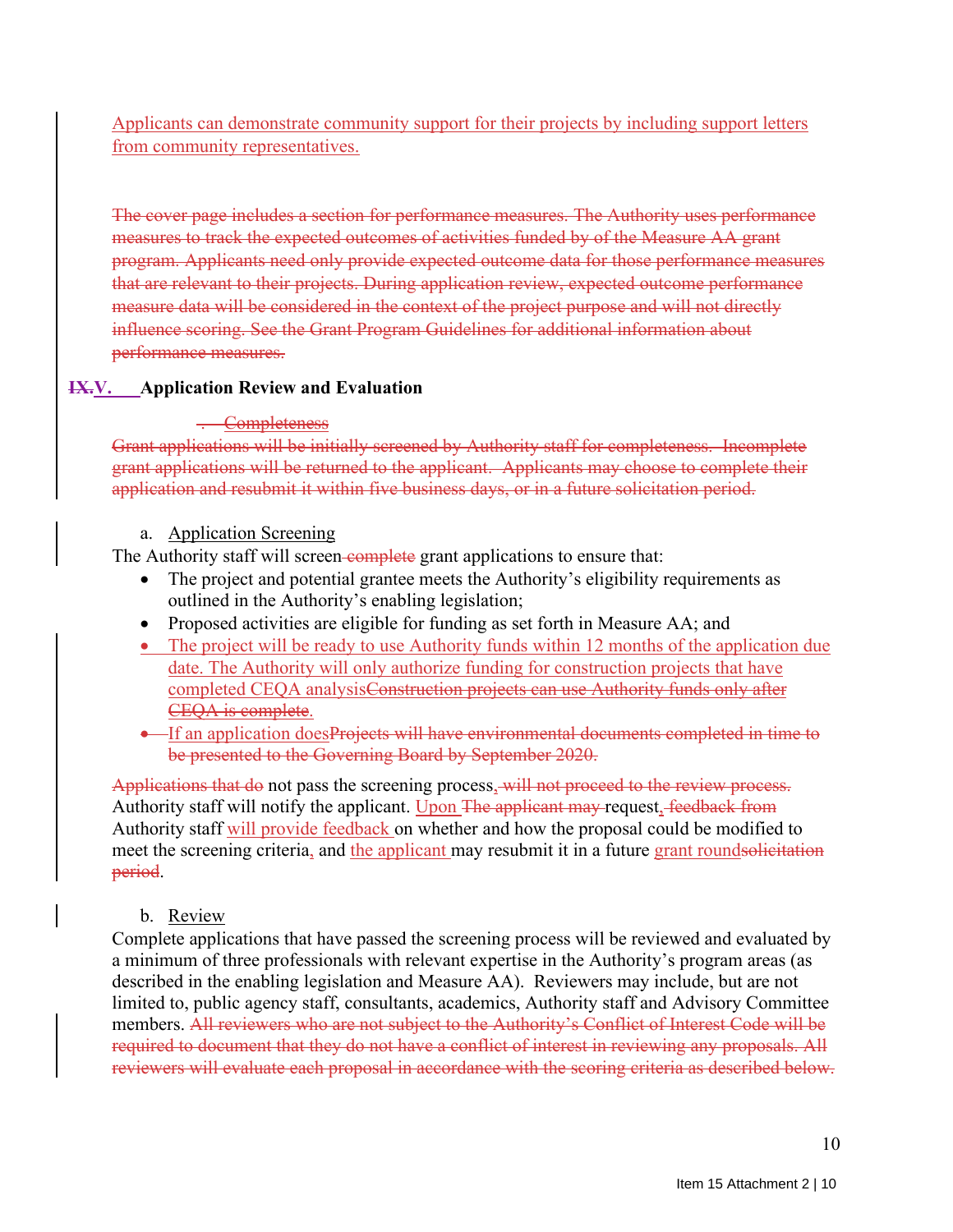Applicants can demonstrate community support for their projects by including support letters from community representatives.

~~The cover page includes a section for performance measures. The Authority uses performance measures to track the expected outcomes of activities funded by of the Measure AA grant program. Applicants need only provide expected outcome data for those performance measures that are relevant to their projects. During application review, expected outcome performance measure data will be considered in the context of the project purpose and will not directly influence scoring. See the Grant Program Guidelines for additional information about performance measures.~~

## ~~IX.~~V. Application Review and Evaluation

~~. Completeness~~

~~Grant applications will be initially screened by Authority staff for completeness. Incomplete grant applications will be returned to the applicant. Applicants may choose to complete their application and resubmit it within five business days, or in a future solicitation period.~~

a. Application Screening

The Authority staff will screen ~~complete~~ grant applications to ensure that:

- The project and potential grantee meets the Authority's eligibility requirements as outlined in the Authority's enabling legislation;
- Proposed activities are eligible for funding as set forth in Measure AA; and
- The project will be ready to use Authority funds within 12 months of the application due date. The Authority will only authorize funding for construction projects that have completed CEQA analysis~~Construction projects can use Authority funds only after CEQA is complete~~.
- ~~•~~ If an application does~~Projects will have environmental documents completed in time to be presented to the Governing Board by September 2020.~~

~~Applications that do~~ not pass the screening process, ~~will not proceed to the review process.~~ Authority staff will notify the applicant. Upon ~~The applicant may~~ request, ~~feedback from~~ Authority staff will provide feedback on whether and how the proposal could be modified to meet the screening criteria, and the applicant may resubmit it in a future grant round~~solicitation period~~.

b. Review

Complete applications that have passed the screening process will be reviewed and evaluated by a minimum of three professionals with relevant expertise in the Authority's program areas (as described in the enabling legislation and Measure AA). Reviewers may include, but are not limited to, public agency staff, consultants, academics, Authority staff and Advisory Committee members. ~~All reviewers who are not subject to the Authority's Conflict of Interest Code will be required to document that they do not have a conflict of interest in reviewing any proposals. All reviewers will evaluate each proposal in accordance with the scoring criteria as described below.~~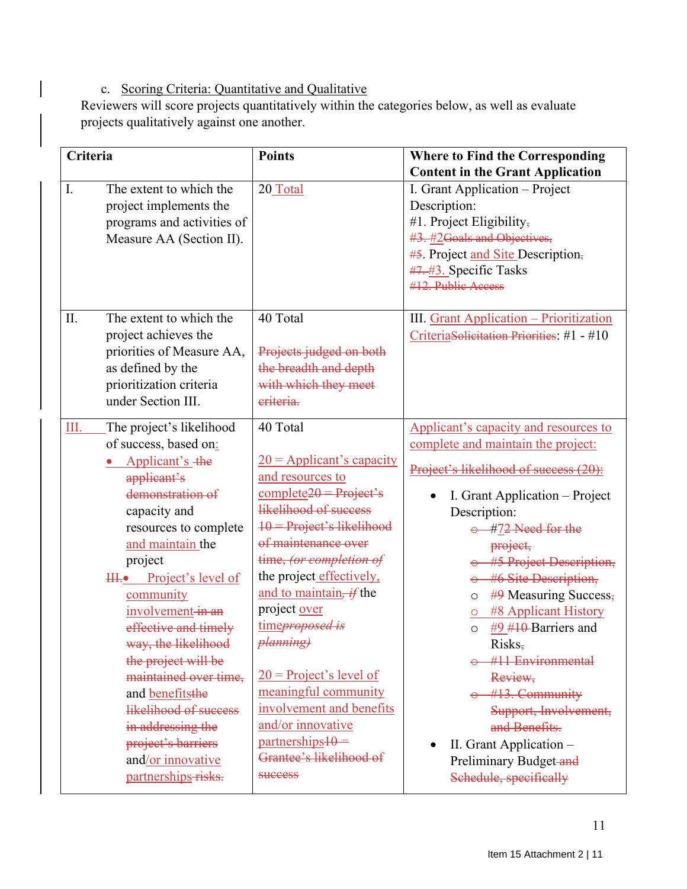c. Scoring Criteria: Quantitative and Qualitative

Reviewers will score projects quantitatively within the categories below, as well as evaluate projects qualitatively against one another.

| Criteria | Points | Where to Find the Corresponding Content in the Grant Application |
|---|---|---|
| I. The extent to which the project implements the programs and activities of Measure AA (Section II). | 20 Total | I. Grant Application – Project Description:<br>#1. Project Eligibility,<br>#3. #2Goals and Objectives,<br>#5. Project and Site Description,<br>#7. #3. Specific Tasks<br>#12. Public Access |
| II. The extent to which the project achieves the priorities of Measure AA, as defined by the prioritization criteria under Section III. | 40 Total<br><br>Projects judged on both the breadth and depth with which they meet criteria. | III. Grant Application – Prioritization CriteriaSolicitation Priorities: #1 - #10 |
| III. The project's likelihood of success, based on:<br>• Applicant's the applicant's demonstration of capacity and resources to complete and maintain the project<br>III.• Project's level of community involvement in an effective and timely way, the likelihood the project will be maintained over time, and benefitsthe likelihood of success in addressing the project's barriers and/or innovative partnerships risks. | 40 Total<br><br>20 = Applicant's capacity and resources to complete20 = Project's likelihood of success<br>10 = Project's likelihood of maintenance over time, *(or completion of* the project effectively, and to maintain, *if* the project over time*proposed is planning)*<br><br>20 = Project's level of meaningful community involvement and benefits and/or innovative partnerships10 = Grantee's likelihood of success | Applicant's capacity and resources to complete and maintain the project:<br><br>Project's likelihood of success (20):<br><br>• I. Grant Application – Project Description:<br>  ○ #72 Need for the project,<br>  ○ #5 Project Description,<br>  ○ #6 Site Description,<br>  ○ #9 Measuring Success,<br>  ○ #8 Applicant History<br>  ○ #9 #10 Barriers and Risks,<br>  ○ #11 Environmental Review,<br>  ○ #13. Community Support, Involvement, and Benefits.<br>• II. Grant Application – Preliminary Budget and Schedule, specifically |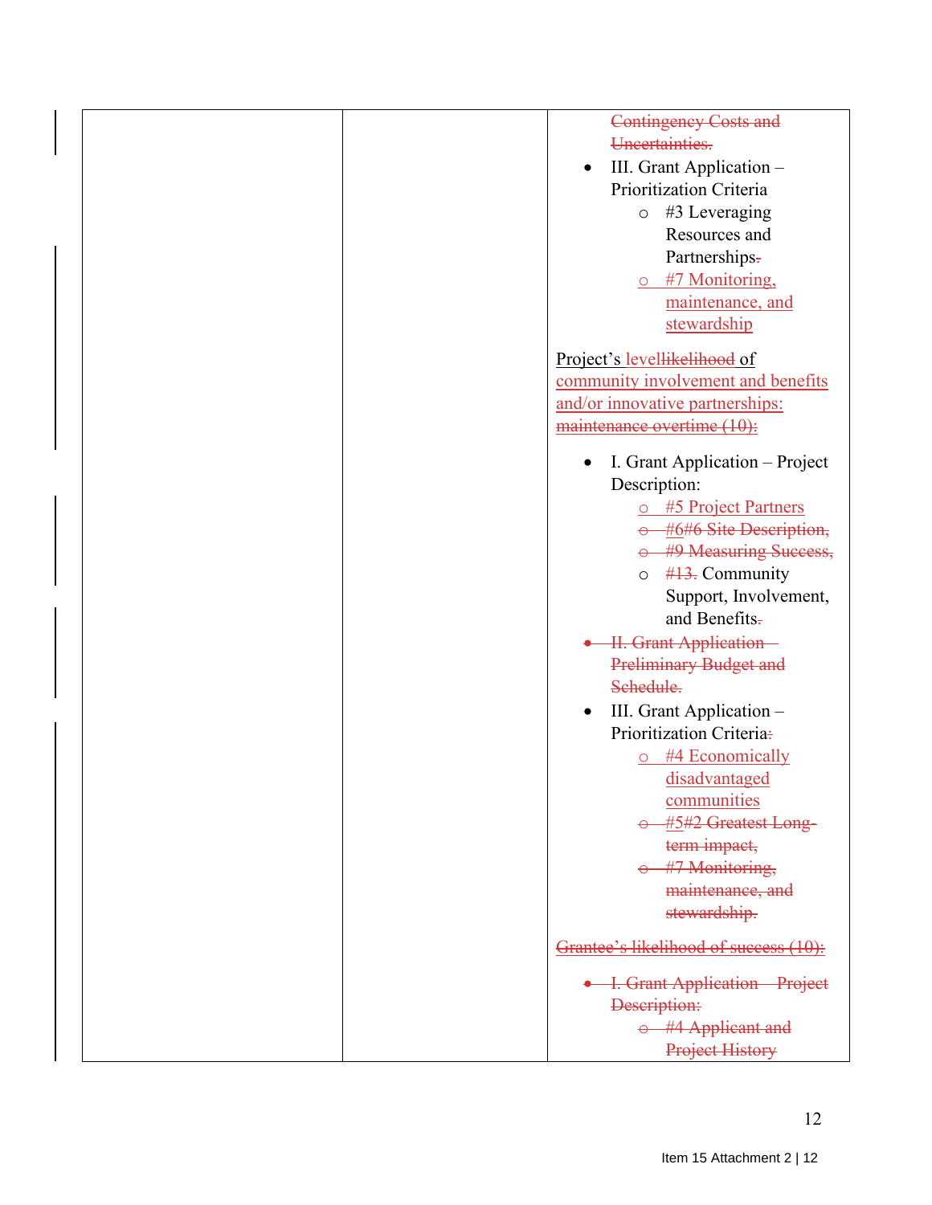| | | Contingency Costs and Uncertainties.<br><br>- III. Grant Application – Prioritization Criteria<br>  - #3 Leveraging Resources and Partnerships.<br>  - #7 Monitoring, maintenance, and stewardship<br><br>Project's levellikelihood of community involvement and benefits and/or innovative partnerships: maintenance overtime (10):<br><br>- I. Grant Application – Project Description:<br>  - #5 Project Partners<br>  - #6#6 Site Description,<br>  - #9 Measuring Success,<br>  - #13. Community Support, Involvement, and Benefits.<br>- II. Grant Application – Preliminary Budget and Schedule.<br>- III. Grant Application – Prioritization Criteria:<br>  - #4 Economically disadvantaged communities<br>  - #5#2 Greatest Long-term impact,<br>  - #7 Monitoring, maintenance, and stewardship.<br><br>Grantee's likelihood of success (10):<br><br>- I. Grant Application – Project Description:<br>  - #4 Applicant and Project History |
|---|---|---|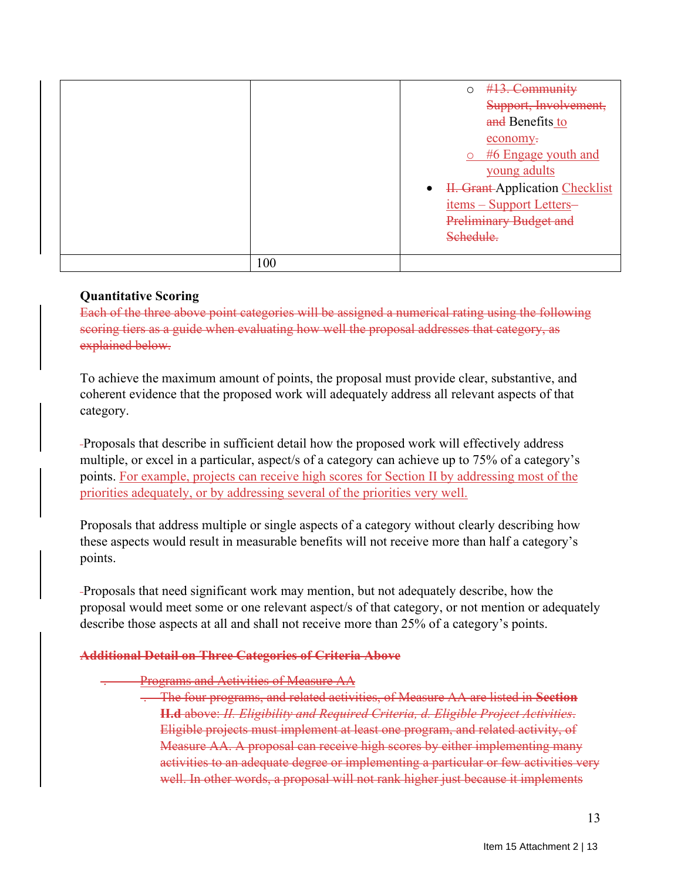| | | ◦ ~~#13. Community Support, Involvement, and~~ Benefits to economy~~.~~<br>◦ #6 Engage youth and young adults<br>• ~~II. Grant~~ Application Checklist items – Support Letters~~– Preliminary Budget and Schedule.~~ |
|---|---|---|
| | 100 | |

**Quantitative Scoring**

~~Each of the three above point categories will be assigned a numerical rating using the following scoring tiers as a guide when evaluating how well the proposal addresses that category, as explained below.~~

To achieve the maximum amount of points, the proposal must provide clear, substantive, and coherent evidence that the proposed work will adequately address all relevant aspects of that category.

Proposals that describe in sufficient detail how the proposed work will effectively address multiple, or excel in a particular, aspect/s of a category can achieve up to 75% of a category's points. For example, projects can receive high scores for Section II by addressing most of the priorities adequately, or by addressing several of the priorities very well.

Proposals that address multiple or single aspects of a category without clearly describing how these aspects would result in measurable benefits will not receive more than half a category's points.

Proposals that need significant work may mention, but not adequately describe, how the proposal would meet some or one relevant aspect/s of that category, or not mention or adequately describe those aspects at all and shall not receive more than 25% of a category's points.

~~**Additional Detail on Three Categories of Criteria Above**~~

- ~~Programs and Activities of Measure AA~~
  - ~~The four programs, and related activities, of Measure AA are listed in **Section II.d** above: *II. Eligibility and Required Criteria, d. Eligible Project Activities*. Eligible projects must implement at least one program, and related activity, of Measure AA. A proposal can receive high scores by either implementing many activities to an adequate degree or implementing a particular or few activities very well. In other words, a proposal will not rank higher just because it implements~~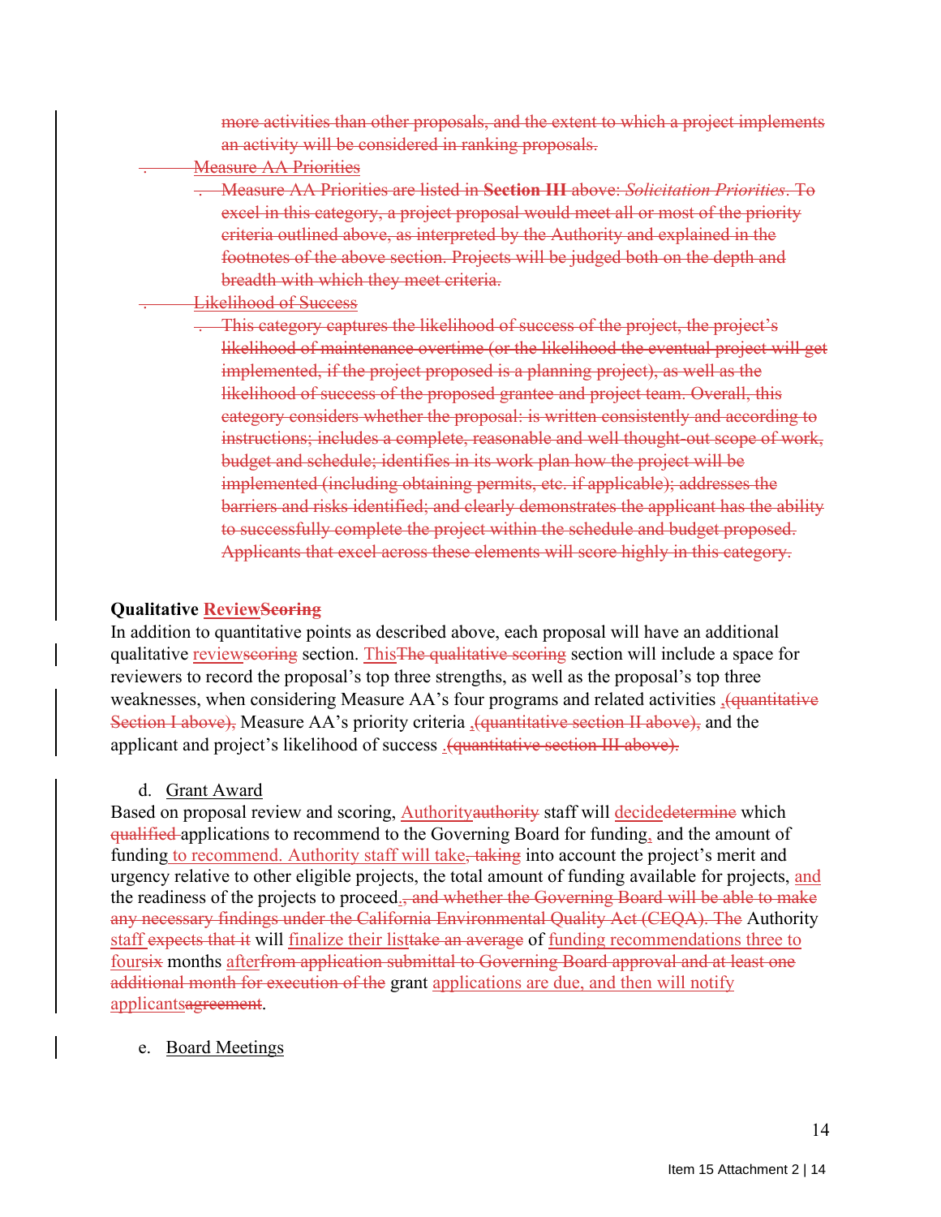~~more activities than other proposals, and the extent to which a project implements an activity will be considered in ranking proposals.~~

~~Measure AA Priorities~~

- ~~Measure AA Priorities are listed in **Section III** above: *Solicitation Priorities*. To excel in this category, a project proposal would meet all or most of the priority criteria outlined above, as interpreted by the Authority and explained in the footnotes of the above section. Projects will be judged both on the depth and breadth with which they meet criteria.~~

~~Likelihood of Success~~

- ~~This category captures the likelihood of success of the project, the project's likelihood of maintenance overtime (or the likelihood the eventual project will get implemented, if the project proposed is a planning project), as well as the likelihood of success of the proposed grantee and project team. Overall, this category considers whether the proposal: is written consistently and according to instructions; includes a complete, reasonable and well thought-out scope of work, budget and schedule; identifies in its work plan how the project will be implemented (including obtaining permits, etc. if applicable); addresses the barriers and risks identified; and clearly demonstrates the applicant has the ability to successfully complete the project within the schedule and budget proposed. Applicants that excel across these elements will score highly in this category.~~

**Qualitative Review~~Scoring~~**

In addition to quantitative points as described above, each proposal will have an additional qualitative review~~scoring~~ section. This~~The qualitative scoring~~ section will include a space for reviewers to record the proposal's top three strengths, as well as the proposal's top three weaknesses, when considering Measure AA's four programs and related activities ,~~(quantitative Section I above),~~ Measure AA's priority criteria ,~~(quantitative section II above),~~ and the applicant and project's likelihood of success .~~(quantitative section III above).~~

d. Grant Award

Based on proposal review and scoring, Authority~~authority~~ staff will decide~~determine~~ which ~~qualified~~ applications to recommend to the Governing Board for funding, and the amount of funding to recommend. Authority staff will take~~, taking~~ into account the project's merit and urgency relative to other eligible projects, the total amount of funding available for projects, and the readiness of the projects to proceed.~~, and whether the Governing Board will be able to make any necessary findings under the California Environmental Quality Act (CEQA). The~~ Authority staff ~~expects that it~~ will finalize their list~~take an average~~ of funding recommendations three to four~~six~~ months after~~from application submittal to Governing Board approval and at least one additional month for execution of the~~ grant applications are due, and then will notify applicants~~agreement~~.

e. Board Meetings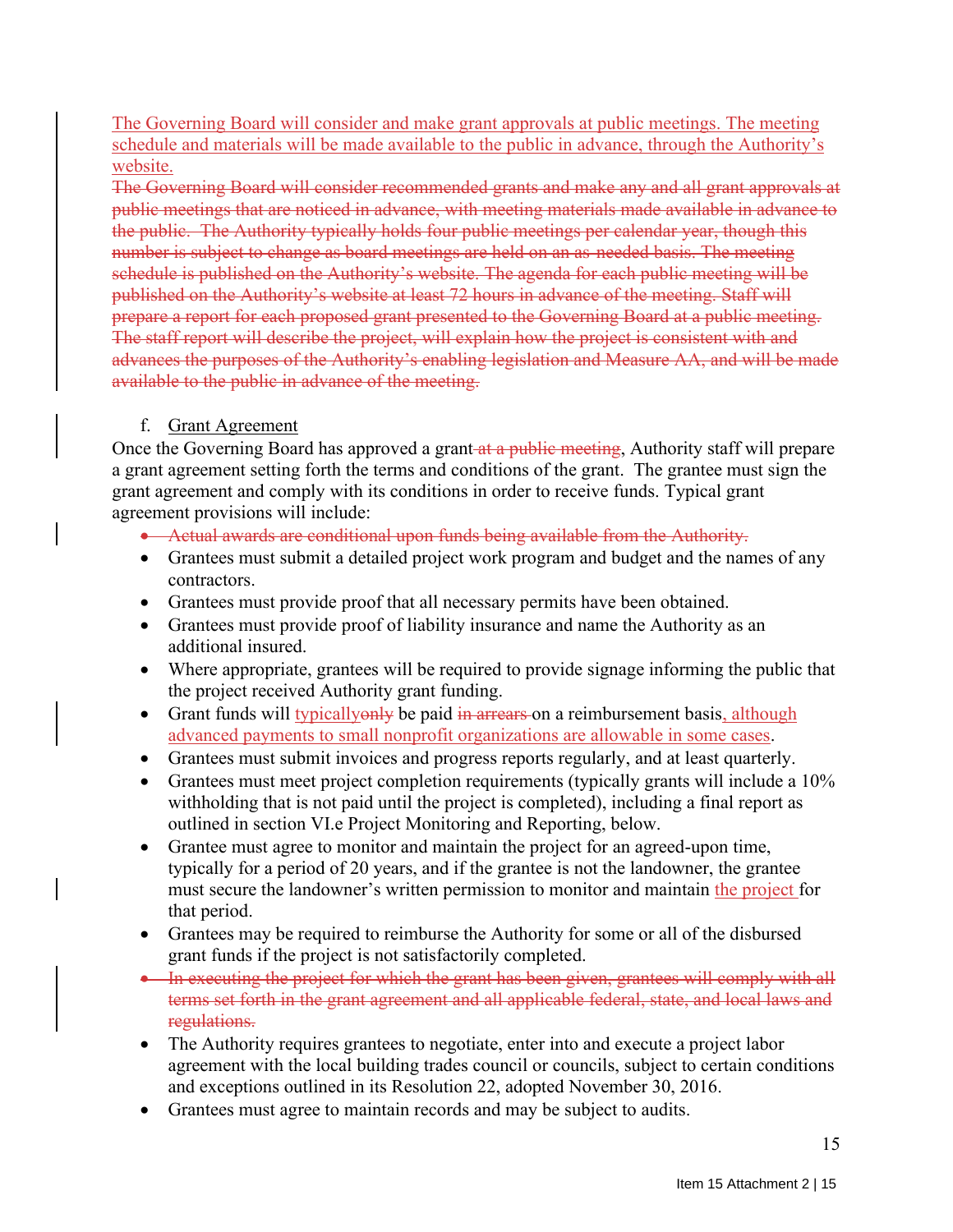The Governing Board will consider and make grant approvals at public meetings. The meeting schedule and materials will be made available to the public in advance, through the Authority's website.

~~The Governing Board will consider recommended grants and make any and all grant approvals at public meetings that are noticed in advance, with meeting materials made available in advance to the public. The Authority typically holds four public meetings per calendar year, though this number is subject to change as board meetings are held on an as-needed basis. The meeting schedule is published on the Authority's website. The agenda for each public meeting will be published on the Authority's website at least 72 hours in advance of the meeting. Staff will prepare a report for each proposed grant presented to the Governing Board at a public meeting. The staff report will describe the project, will explain how the project is consistent with and advances the purposes of the Authority's enabling legislation and Measure AA, and will be made available to the public in advance of the meeting.~~

f. Grant Agreement

Once the Governing Board has approved a grant~~ at a public meeting~~, Authority staff will prepare a grant agreement setting forth the terms and conditions of the grant. The grantee must sign the grant agreement and comply with its conditions in order to receive funds. Typical grant agreement provisions will include:

- ~~Actual awards are conditional upon funds being available from the Authority.~~
- Grantees must submit a detailed project work program and budget and the names of any contractors.
- Grantees must provide proof that all necessary permits have been obtained.
- Grantees must provide proof of liability insurance and name the Authority as an additional insured.
- Where appropriate, grantees will be required to provide signage informing the public that the project received Authority grant funding.
- Grant funds will typically~~only~~ be paid ~~in arrears~~ on a reimbursement basis, although advanced payments to small nonprofit organizations are allowable in some cases.
- Grantees must submit invoices and progress reports regularly, and at least quarterly.
- Grantees must meet project completion requirements (typically grants will include a 10% withholding that is not paid until the project is completed), including a final report as outlined in section VI.e Project Monitoring and Reporting, below.
- Grantee must agree to monitor and maintain the project for an agreed-upon time, typically for a period of 20 years, and if the grantee is not the landowner, the grantee must secure the landowner's written permission to monitor and maintain the project for that period.
- Grantees may be required to reimburse the Authority for some or all of the disbursed grant funds if the project is not satisfactorily completed.
- ~~In executing the project for which the grant has been given, grantees will comply with all terms set forth in the grant agreement and all applicable federal, state, and local laws and regulations.~~
- The Authority requires grantees to negotiate, enter into and execute a project labor agreement with the local building trades council or councils, subject to certain conditions and exceptions outlined in its Resolution 22, adopted November 30, 2016.
- Grantees must agree to maintain records and may be subject to audits.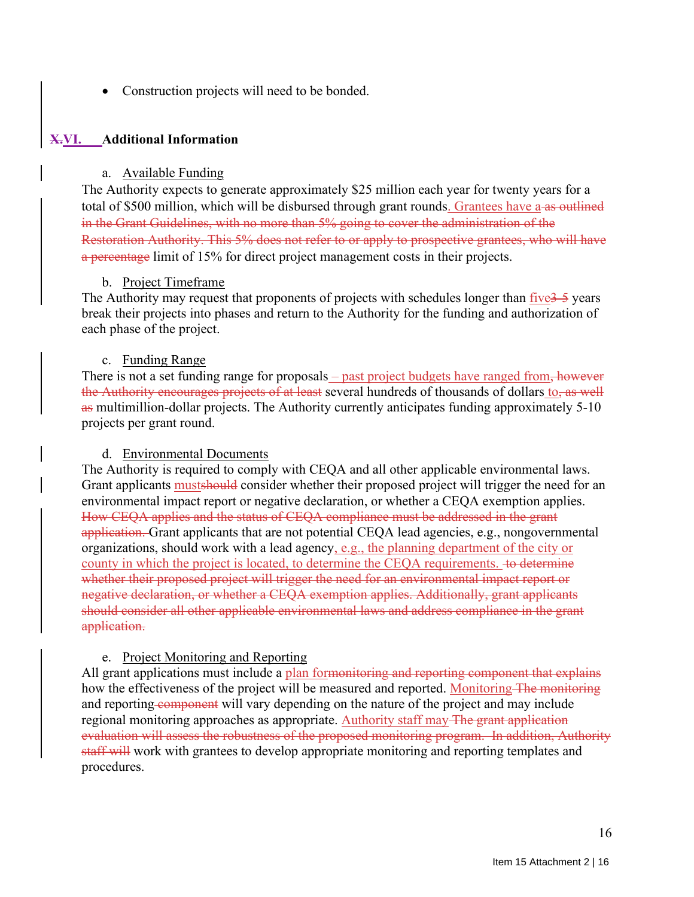- Construction projects will need to be bonded.

## ~~X.~~VI. Additional Information

a. Available Funding

The Authority expects to generate approximately $25 million each year for twenty years for a total of $500 million, which will be disbursed through grant rounds. Grantees have a ~~as outlined in the Grant Guidelines, with no more than 5% going to cover the administration of the Restoration Authority. This 5% does not refer to or apply to prospective grantees, who will have a percentage~~ limit of 15% for direct project management costs in their projects.

b. Project Timeframe

The Authority may request that proponents of projects with schedules longer than five~~3-5~~ years break their projects into phases and return to the Authority for the funding and authorization of each phase of the project.

c. Funding Range

There is not a set funding range for proposals – past project budgets have ranged from~~, however the Authority encourages projects of at least~~ several hundreds of thousands of dollars to~~, as well as~~ multimillion-dollar projects. The Authority currently anticipates funding approximately 5-10 projects per grant round.

d. Environmental Documents

The Authority is required to comply with CEQA and all other applicable environmental laws. Grant applicants must~~should~~ consider whether their proposed project will trigger the need for an environmental impact report or negative declaration, or whether a CEQA exemption applies. ~~How CEQA applies and the status of CEQA compliance must be addressed in the grant application.~~ Grant applicants that are not potential CEQA lead agencies, e.g., nongovernmental organizations, should work with a lead agency, e.g., the planning department of the city or county in which the project is located, to determine the CEQA requirements. ~~to determine whether their proposed project will trigger the need for an environmental impact report or negative declaration, or whether a CEQA exemption applies. Additionally, grant applicants should consider all other applicable environmental laws and address compliance in the grant application.~~

e. Project Monitoring and Reporting

All grant applications must include a plan for~~monitoring and reporting component that explains~~ how the effectiveness of the project will be measured and reported. Monitoring ~~The monitoring~~ and reporting ~~component~~ will vary depending on the nature of the project and may include regional monitoring approaches as appropriate. Authority staff may ~~The grant application evaluation will assess the robustness of the proposed monitoring program. In addition, Authority staff will~~ work with grantees to develop appropriate monitoring and reporting templates and procedures.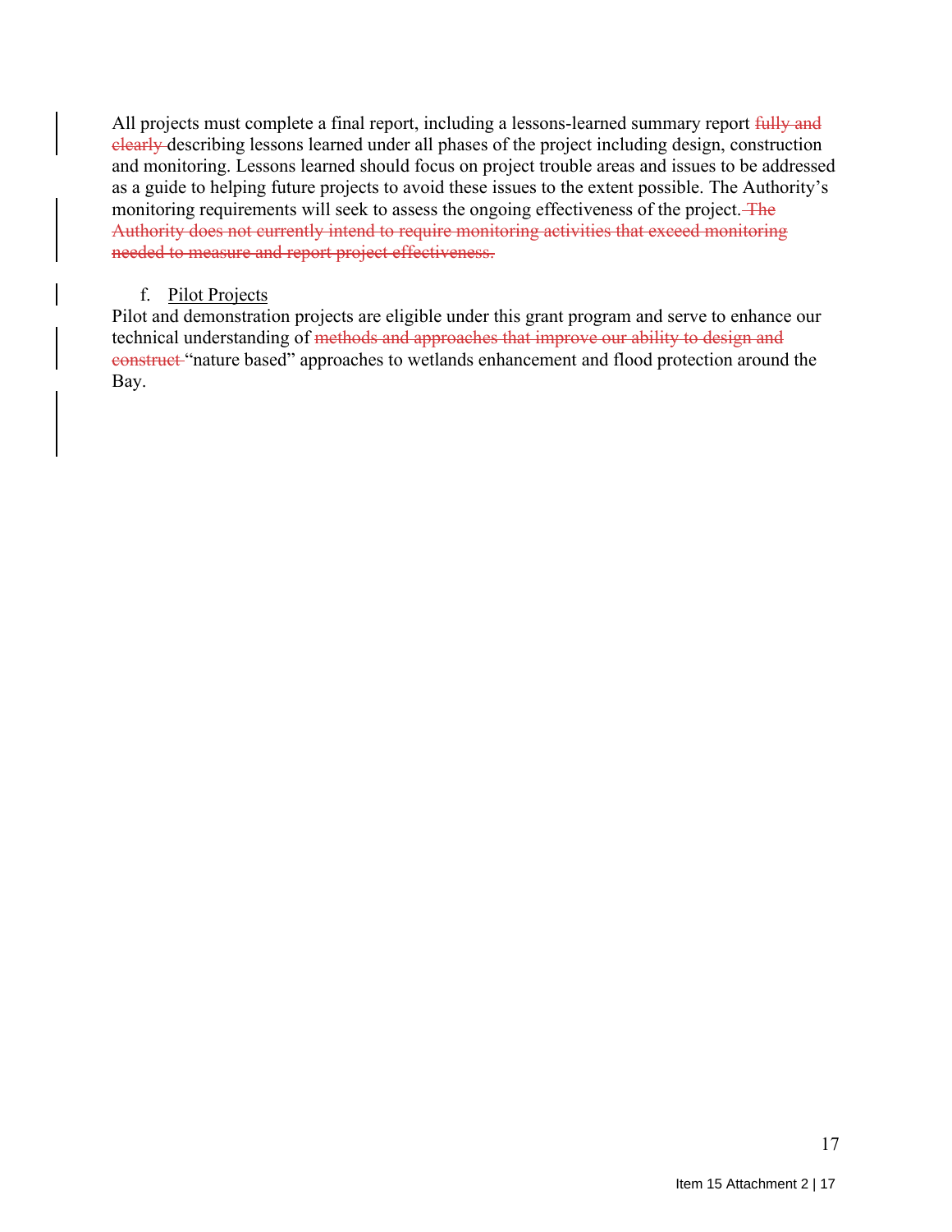All projects must complete a final report, including a lessons-learned summary report ~~fully and clearly~~ describing lessons learned under all phases of the project including design, construction and monitoring. Lessons learned should focus on project trouble areas and issues to be addressed as a guide to helping future projects to avoid these issues to the extent possible. The Authority's monitoring requirements will seek to assess the ongoing effectiveness of the project. ~~The Authority does not currently intend to require monitoring activities that exceed monitoring needed to measure and report project effectiveness.~~

f. Pilot Projects

Pilot and demonstration projects are eligible under this grant program and serve to enhance our technical understanding of ~~methods and approaches that improve our ability to design and construct~~ "nature based" approaches to wetlands enhancement and flood protection around the Bay.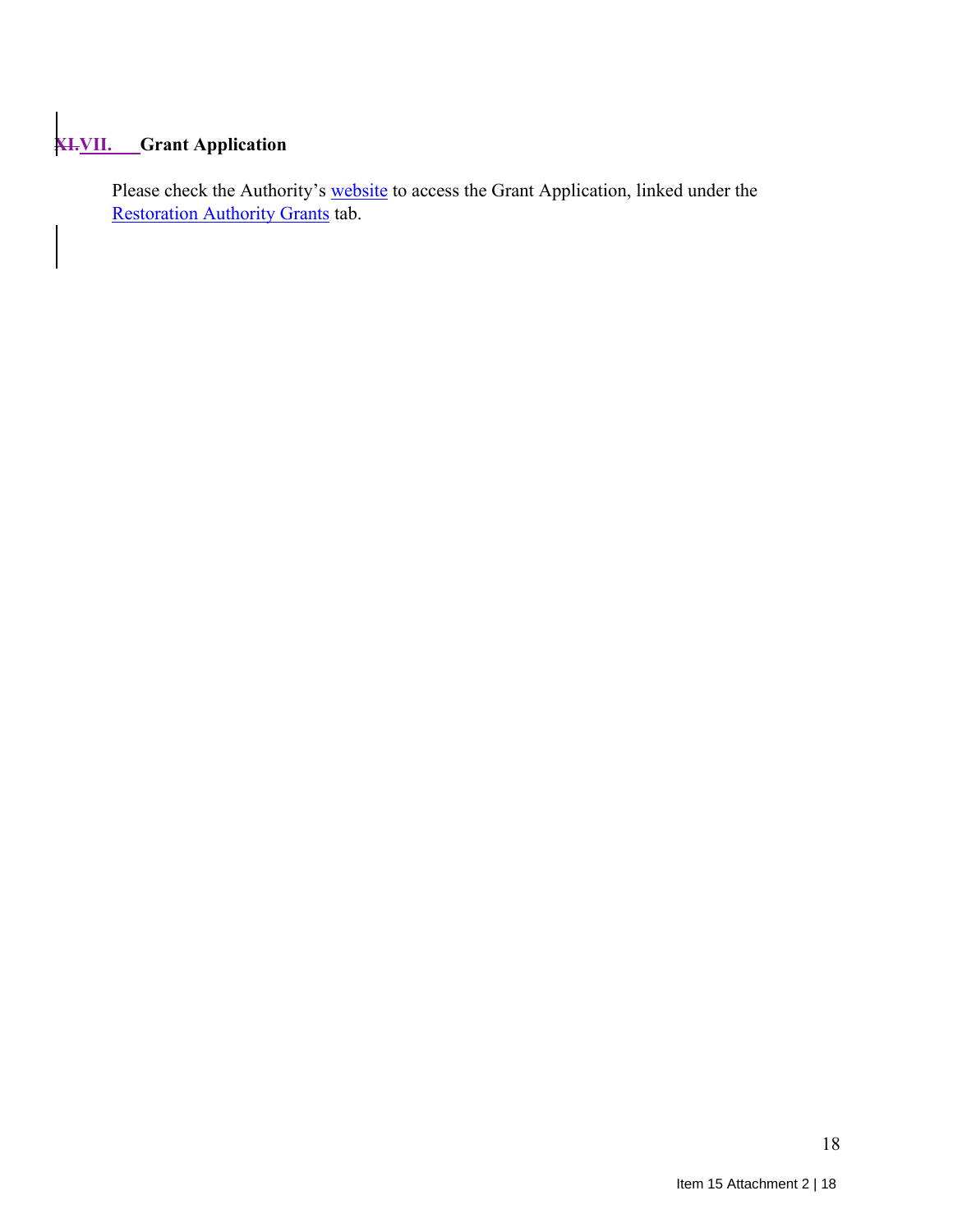## ~~XI.~~VII. Grant Application

Please check the Authority's website to access the Grant Application, linked under the Restoration Authority Grants tab.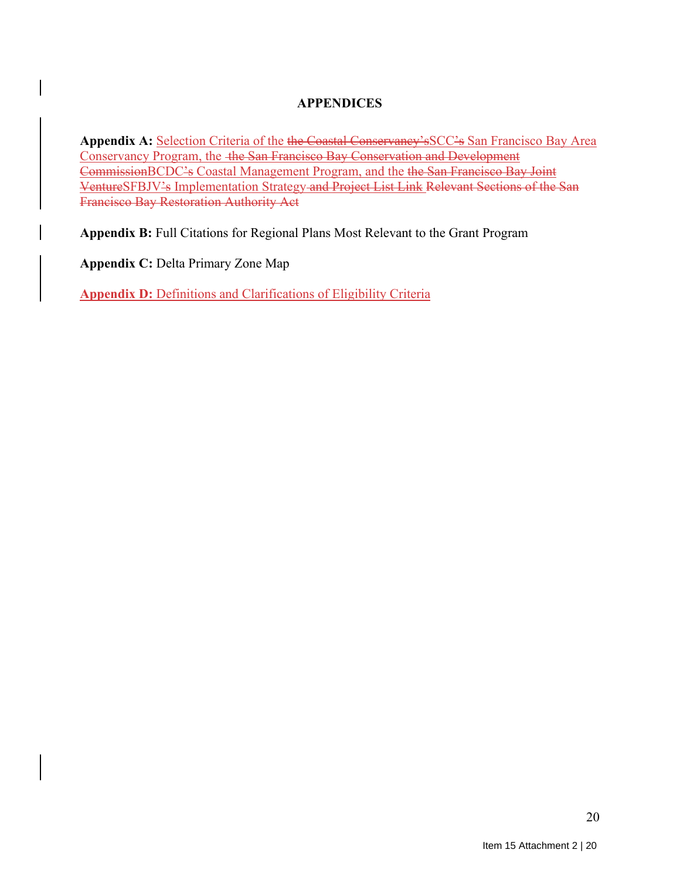# APPENDICES

**Appendix A:** Selection Criteria of the ~~the Coastal Conservancy's~~SCC~~'s~~ San Francisco Bay Area Conservancy Program, the ~~the San Francisco Bay Conservation and Development Commission~~BCDC~~'s~~ Coastal Management Program, and the ~~the San Francisco Bay Joint Venture~~SFBJV~~'s~~ Implementation Strategy ~~and Project List Link~~ ~~Relevant Sections of the San Francisco Bay Restoration Authority Act~~

**Appendix B:** Full Citations for Regional Plans Most Relevant to the Grant Program

**Appendix C:** Delta Primary Zone Map

**Appendix D:** Definitions and Clarifications of Eligibility Criteria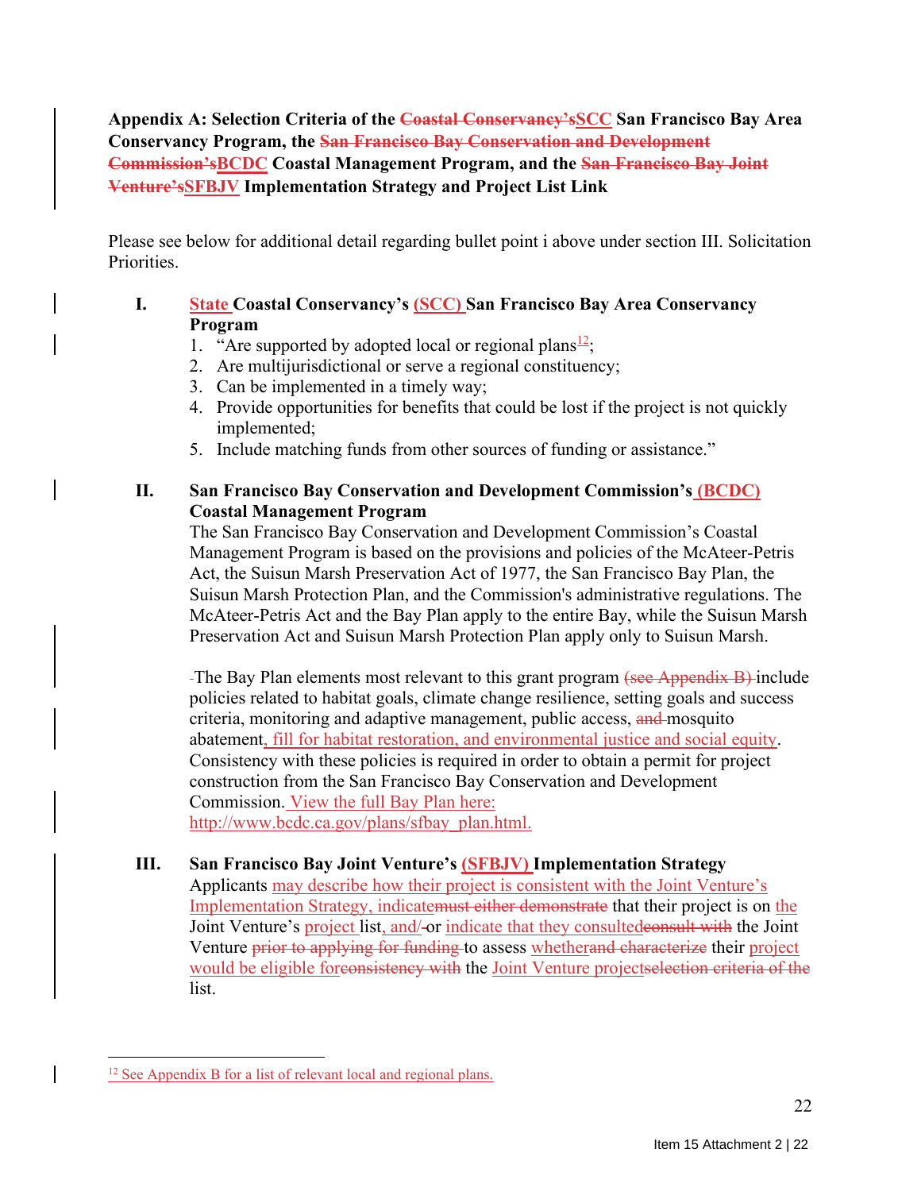**Appendix A: Selection Criteria of the ~~Coastal Conservancy's~~SCC San Francisco Bay Area Conservancy Program, the ~~San Francisco Bay Conservation and Development Commission's~~BCDC Coastal Management Program, and the ~~San Francisco Bay Joint Venture's~~SFBJV Implementation Strategy and Project List Link**

Please see below for additional detail regarding bullet point i above under section III. Solicitation Priorities.

**I. State Coastal Conservancy's (SCC) San Francisco Bay Area Conservancy Program**

1. "Are supported by adopted local or regional plans[12];
2. Are multijurisdictional or serve a regional constituency;
3. Can be implemented in a timely way;
4. Provide opportunities for benefits that could be lost if the project is not quickly implemented;
5. Include matching funds from other sources of funding or assistance."

**II. San Francisco Bay Conservation and Development Commission's (BCDC) Coastal Management Program**

The San Francisco Bay Conservation and Development Commission's Coastal Management Program is based on the provisions and policies of the McAteer-Petris Act, the Suisun Marsh Preservation Act of 1977, the San Francisco Bay Plan, the Suisun Marsh Protection Plan, and the Commission's administrative regulations. The McAteer-Petris Act and the Bay Plan apply to the entire Bay, while the Suisun Marsh Preservation Act and Suisun Marsh Protection Plan apply only to Suisun Marsh.

The Bay Plan elements most relevant to this grant program ~~(see Appendix B)~~ include policies related to habitat goals, climate change resilience, setting goals and success criteria, monitoring and adaptive management, public access, ~~and~~ mosquito abatement, fill for habitat restoration, and environmental justice and social equity. Consistency with these policies is required in order to obtain a permit for project construction from the San Francisco Bay Conservation and Development Commission. View the full Bay Plan here: http://www.bcdc.ca.gov/plans/sfbay_plan.html.

**III. San Francisco Bay Joint Venture's (SFBJV) Implementation Strategy**

Applicants may describe how their project is consistent with the Joint Venture's Implementation Strategy, indicate~~must either demonstrate~~ that their project is on the Joint Venture's project list, and/~~-~~or indicate that they consulted~~consult with~~ the Joint Venture ~~prior to applying for funding~~ to assess whether~~and characterize~~ their project would be eligible for~~consistency with~~ the Joint Venture project~~selection criteria of the~~ list.

---

[12] See Appendix B for a list of relevant local and regional plans.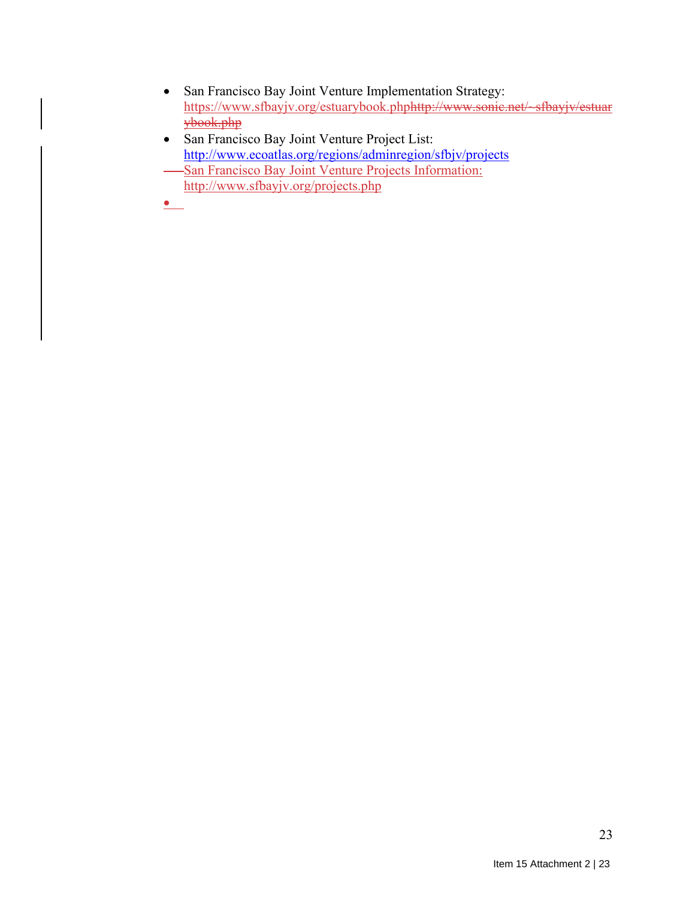- San Francisco Bay Joint Venture Implementation Strategy: https://www.sfbayjv.org/estuarybook.php~~http://www.sonic.net/~sfbayjv/estuarybook.php~~
- San Francisco Bay Joint Venture Project List: http://www.ecoatlas.org/regions/adminregion/sfbjv/projects
  San Francisco Bay Joint Venture Projects Information: http://www.sfbayjv.org/projects.php
-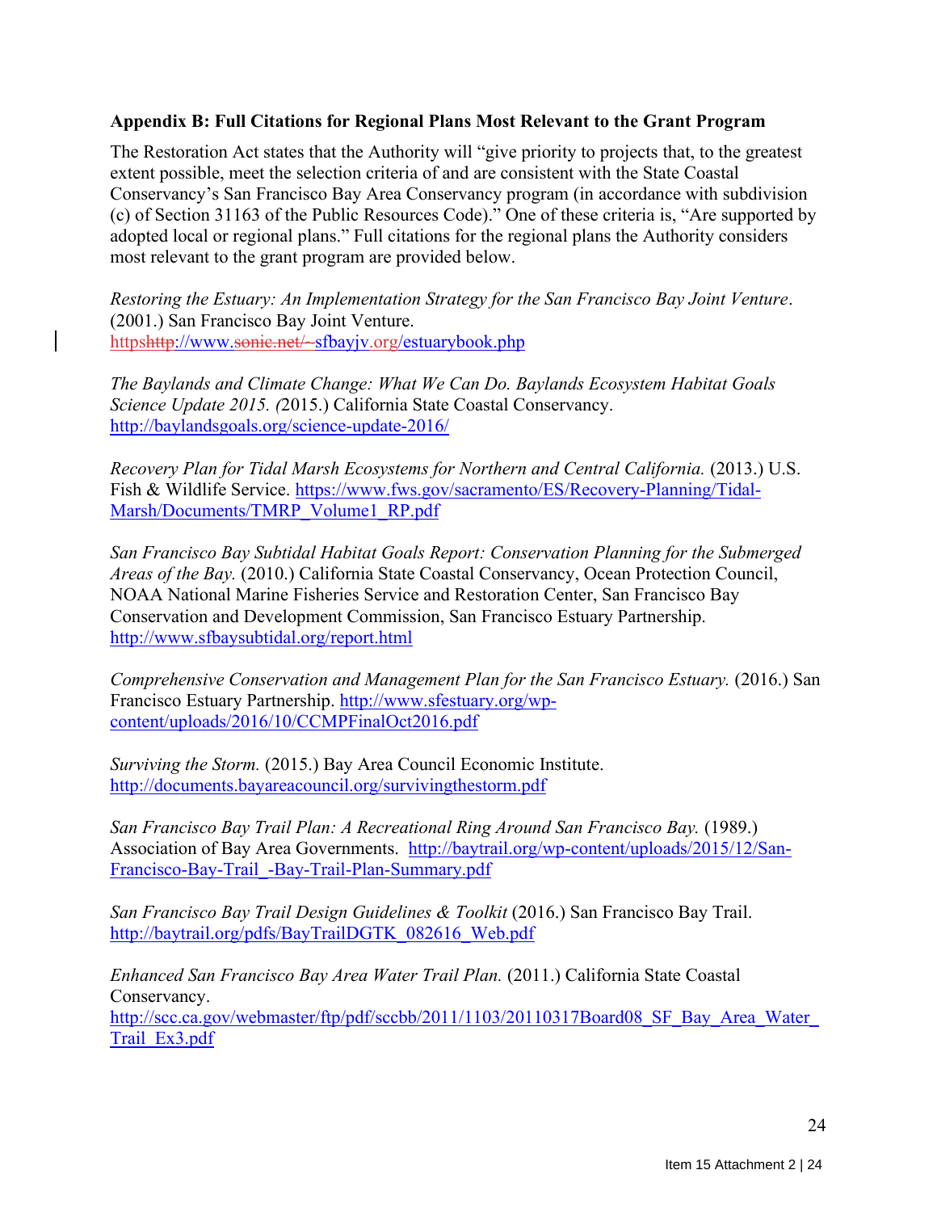## Appendix B: Full Citations for Regional Plans Most Relevant to the Grant Program

The Restoration Act states that the Authority will "give priority to projects that, to the greatest extent possible, meet the selection criteria of and are consistent with the State Coastal Conservancy's San Francisco Bay Area Conservancy program (in accordance with subdivision (c) of Section 31163 of the Public Resources Code)." One of these criteria is, "Are supported by adopted local or regional plans." Full citations for the regional plans the Authority considers most relevant to the grant program are provided below.

*Restoring the Estuary: An Implementation Strategy for the San Francisco Bay Joint Venture*. (2001.) San Francisco Bay Joint Venture. https~~http~~://www.~~sonic.net/~~~sfbayjv.org/estuarybook.php

*The Baylands and Climate Change: What We Can Do. Baylands Ecosystem Habitat Goals Science Update 2015. (*2015.) California State Coastal Conservancy. http://baylandsgoals.org/science-update-2016/

*Recovery Plan for Tidal Marsh Ecosystems for Northern and Central California.* (2013.) U.S. Fish & Wildlife Service. https://www.fws.gov/sacramento/ES/Recovery-Planning/Tidal-Marsh/Documents/TMRP_Volume1_RP.pdf

*San Francisco Bay Subtidal Habitat Goals Report: Conservation Planning for the Submerged Areas of the Bay.* (2010.) California State Coastal Conservancy, Ocean Protection Council, NOAA National Marine Fisheries Service and Restoration Center, San Francisco Bay Conservation and Development Commission, San Francisco Estuary Partnership. http://www.sfbaysubtidal.org/report.html

*Comprehensive Conservation and Management Plan for the San Francisco Estuary.* (2016.) San Francisco Estuary Partnership. http://www.sfestuary.org/wp-content/uploads/2016/10/CCMPFinalOct2016.pdf

*Surviving the Storm.* (2015.) Bay Area Council Economic Institute. http://documents.bayareacouncil.org/survivingthestorm.pdf

*San Francisco Bay Trail Plan: A Recreational Ring Around San Francisco Bay.* (1989.) Association of Bay Area Governments. http://baytrail.org/wp-content/uploads/2015/12/San-Francisco-Bay-Trail_-Bay-Trail-Plan-Summary.pdf

*San Francisco Bay Trail Design Guidelines & Toolkit* (2016.) San Francisco Bay Trail. http://baytrail.org/pdfs/BayTrailDGTK_082616_Web.pdf

*Enhanced San Francisco Bay Area Water Trail Plan.* (2011.) California State Coastal Conservancy. http://scc.ca.gov/webmaster/ftp/pdf/sccbb/2011/1103/20110317Board08_SF_Bay_Area_Water_Trail_Ex3.pdf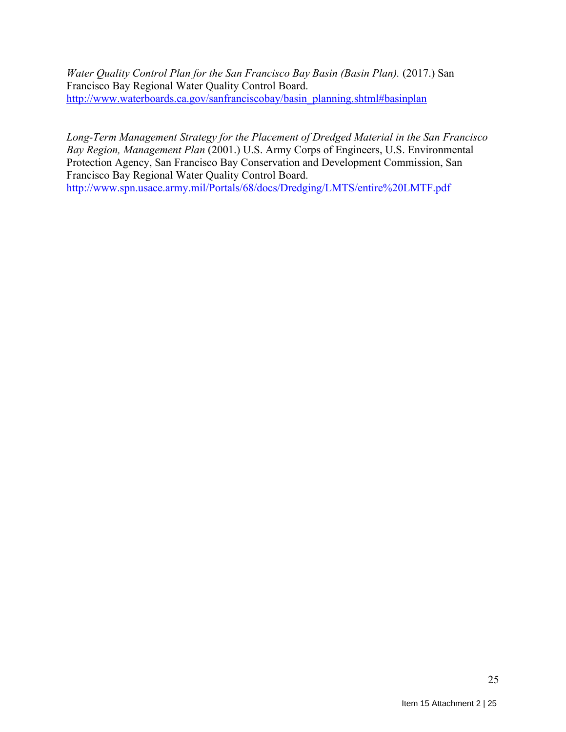*Water Quality Control Plan for the San Francisco Bay Basin (Basin Plan).* (2017.) San Francisco Bay Regional Water Quality Control Board. http://www.waterboards.ca.gov/sanfranciscobay/basin_planning.shtml#basinplan

*Long-Term Management Strategy for the Placement of Dredged Material in the San Francisco Bay Region, Management Plan* (2001.) U.S. Army Corps of Engineers, U.S. Environmental Protection Agency, San Francisco Bay Conservation and Development Commission, San Francisco Bay Regional Water Quality Control Board. http://www.spn.usace.army.mil/Portals/68/docs/Dredging/LMTS/entire%20LMTF.pdf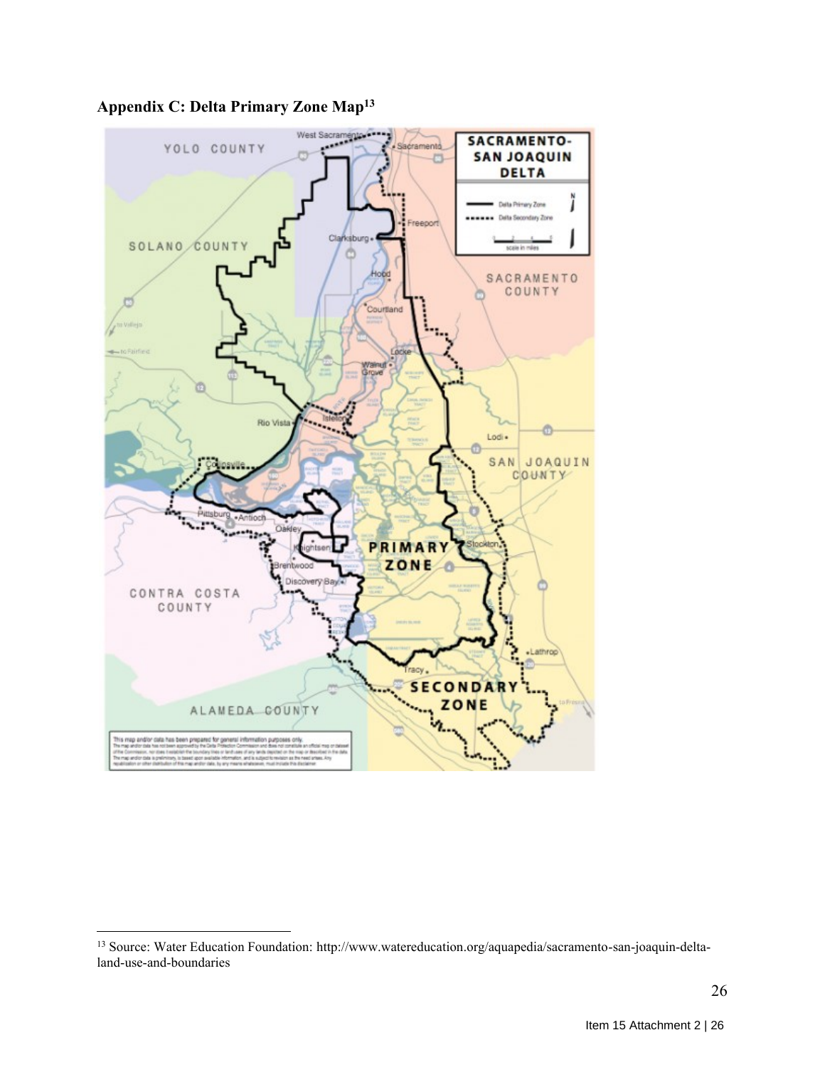## Appendix C: Delta Primary Zone Map[13]

[13] Source: Water Education Foundation: http://www.watereducation.org/aquapedia/sacramento-san-joaquin-delta-land-use-and-boundaries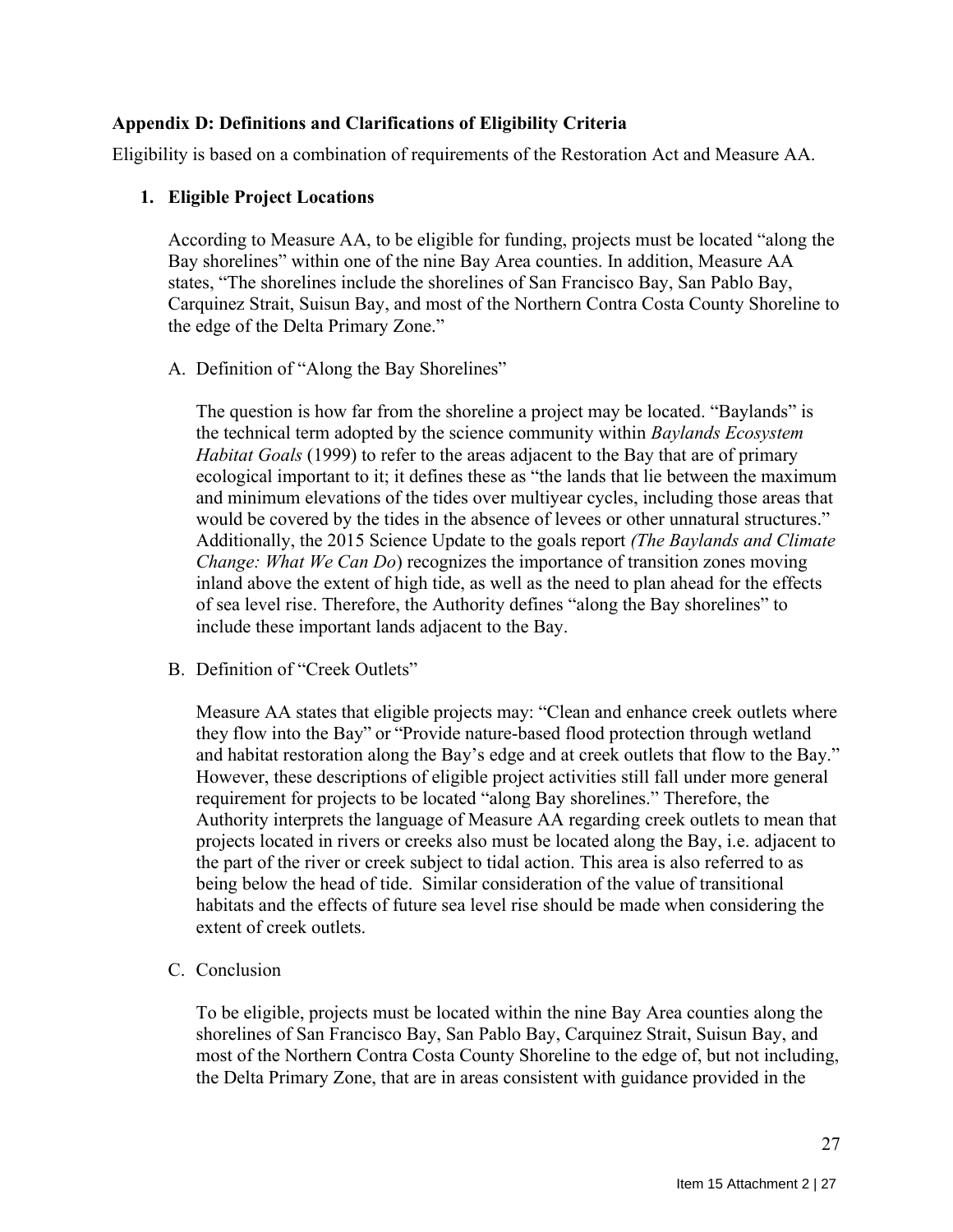### Appendix D: Definitions and Clarifications of Eligibility Criteria

Eligibility is based on a combination of requirements of the Restoration Act and Measure AA.

1. **Eligible Project Locations**

   According to Measure AA, to be eligible for funding, projects must be located "along the Bay shorelines" within one of the nine Bay Area counties. In addition, Measure AA states, "The shorelines include the shorelines of San Francisco Bay, San Pablo Bay, Carquinez Strait, Suisun Bay, and most of the Northern Contra Costa County Shoreline to the edge of the Delta Primary Zone."

   A. Definition of "Along the Bay Shorelines"

   The question is how far from the shoreline a project may be located. "Baylands" is the technical term adopted by the science community within *Baylands Ecosystem Habitat Goals* (1999) to refer to the areas adjacent to the Bay that are of primary ecological important to it; it defines these as "the lands that lie between the maximum and minimum elevations of the tides over multiyear cycles, including those areas that would be covered by the tides in the absence of levees or other unnatural structures." Additionally, the 2015 Science Update to the goals report *(The Baylands and Climate Change: What We Can Do)* recognizes the importance of transition zones moving inland above the extent of high tide, as well as the need to plan ahead for the effects of sea level rise. Therefore, the Authority defines "along the Bay shorelines" to include these important lands adjacent to the Bay.

   B. Definition of "Creek Outlets"

   Measure AA states that eligible projects may: "Clean and enhance creek outlets where they flow into the Bay" or "Provide nature-based flood protection through wetland and habitat restoration along the Bay's edge and at creek outlets that flow to the Bay." However, these descriptions of eligible project activities still fall under more general requirement for projects to be located "along Bay shorelines." Therefore, the Authority interprets the language of Measure AA regarding creek outlets to mean that projects located in rivers or creeks also must be located along the Bay, i.e. adjacent to the part of the river or creek subject to tidal action. This area is also referred to as being below the head of tide. Similar consideration of the value of transitional habitats and the effects of future sea level rise should be made when considering the extent of creek outlets.

   C. Conclusion

   To be eligible, projects must be located within the nine Bay Area counties along the shorelines of San Francisco Bay, San Pablo Bay, Carquinez Strait, Suisun Bay, and most of the Northern Contra Costa County Shoreline to the edge of, but not including, the Delta Primary Zone, that are in areas consistent with guidance provided in the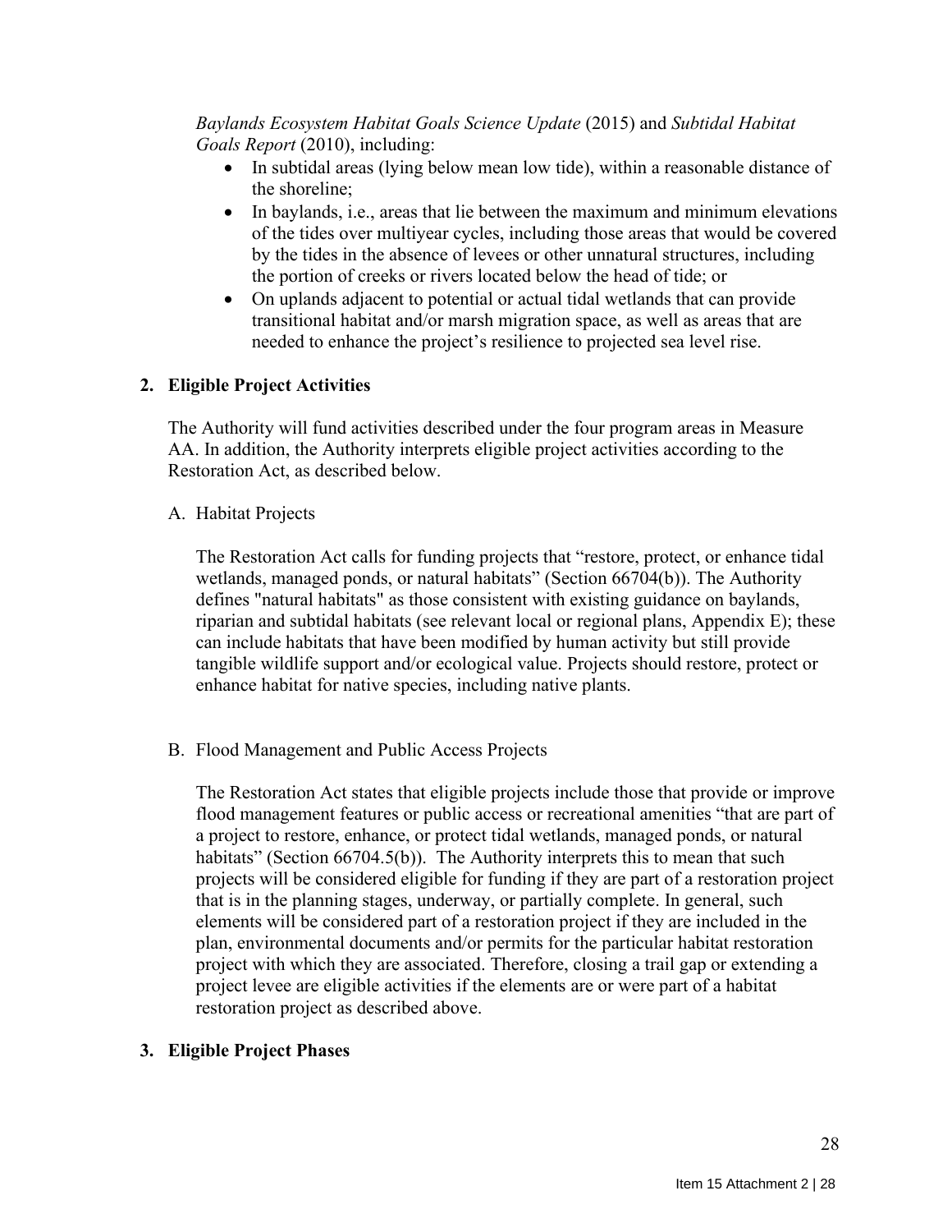*Baylands Ecosystem Habitat Goals Science Update* (2015) and *Subtidal Habitat Goals Report* (2010), including:

- In subtidal areas (lying below mean low tide), within a reasonable distance of the shoreline;
- In baylands, i.e., areas that lie between the maximum and minimum elevations of the tides over multiyear cycles, including those areas that would be covered by the tides in the absence of levees or other unnatural structures, including the portion of creeks or rivers located below the head of tide; or
- On uplands adjacent to potential or actual tidal wetlands that can provide transitional habitat and/or marsh migration space, as well as areas that are needed to enhance the project's resilience to projected sea level rise.

## 2. Eligible Project Activities

The Authority will fund activities described under the four program areas in Measure AA. In addition, the Authority interprets eligible project activities according to the Restoration Act, as described below.

A. Habitat Projects

The Restoration Act calls for funding projects that "restore, protect, or enhance tidal wetlands, managed ponds, or natural habitats" (Section 66704(b)). The Authority defines "natural habitats" as those consistent with existing guidance on baylands, riparian and subtidal habitats (see relevant local or regional plans, Appendix E); these can include habitats that have been modified by human activity but still provide tangible wildlife support and/or ecological value. Projects should restore, protect or enhance habitat for native species, including native plants.

B. Flood Management and Public Access Projects

The Restoration Act states that eligible projects include those that provide or improve flood management features or public access or recreational amenities "that are part of a project to restore, enhance, or protect tidal wetlands, managed ponds, or natural habitats" (Section 66704.5(b)). The Authority interprets this to mean that such projects will be considered eligible for funding if they are part of a restoration project that is in the planning stages, underway, or partially complete. In general, such elements will be considered part of a restoration project if they are included in the plan, environmental documents and/or permits for the particular habitat restoration project with which they are associated. Therefore, closing a trail gap or extending a project levee are eligible activities if the elements are or were part of a habitat restoration project as described above.

## 3. Eligible Project Phases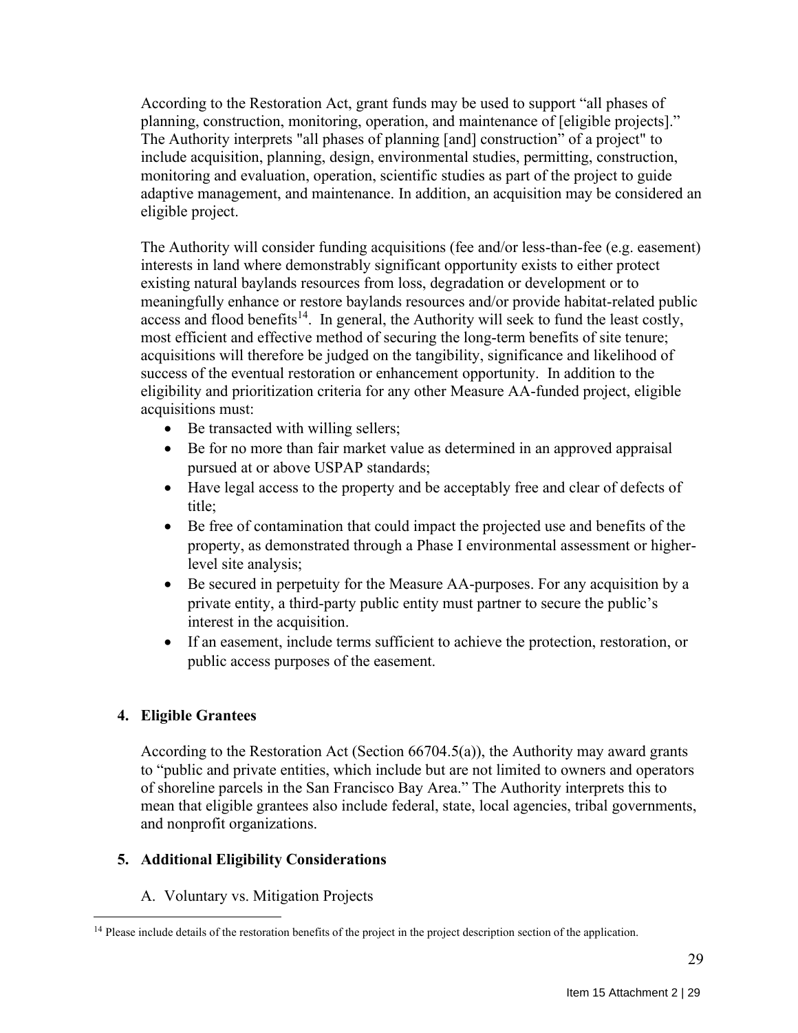According to the Restoration Act, grant funds may be used to support "all phases of planning, construction, monitoring, operation, and maintenance of [eligible projects]." The Authority interprets "all phases of planning [and] construction" of a project" to include acquisition, planning, design, environmental studies, permitting, construction, monitoring and evaluation, operation, scientific studies as part of the project to guide adaptive management, and maintenance. In addition, an acquisition may be considered an eligible project.

The Authority will consider funding acquisitions (fee and/or less-than-fee (e.g. easement) interests in land where demonstrably significant opportunity exists to either protect existing natural baylands resources from loss, degradation or development or to meaningfully enhance or restore baylands resources and/or provide habitat-related public access and flood benefits[14]. In general, the Authority will seek to fund the least costly, most efficient and effective method of securing the long-term benefits of site tenure; acquisitions will therefore be judged on the tangibility, significance and likelihood of success of the eventual restoration or enhancement opportunity. In addition to the eligibility and prioritization criteria for any other Measure AA-funded project, eligible acquisitions must:

- Be transacted with willing sellers;
- Be for no more than fair market value as determined in an approved appraisal pursued at or above USPAP standards;
- Have legal access to the property and be acceptably free and clear of defects of title;
- Be free of contamination that could impact the projected use and benefits of the property, as demonstrated through a Phase I environmental assessment or higher-level site analysis;
- Be secured in perpetuity for the Measure AA-purposes. For any acquisition by a private entity, a third-party public entity must partner to secure the public's interest in the acquisition.
- If an easement, include terms sufficient to achieve the protection, restoration, or public access purposes of the easement.

## 4. Eligible Grantees

According to the Restoration Act (Section 66704.5(a)), the Authority may award grants to "public and private entities, which include but are not limited to owners and operators of shoreline parcels in the San Francisco Bay Area." The Authority interprets this to mean that eligible grantees also include federal, state, local agencies, tribal governments, and nonprofit organizations.

## 5. Additional Eligibility Considerations

### A. Voluntary vs. Mitigation Projects

[14] Please include details of the restoration benefits of the project in the project description section of the application.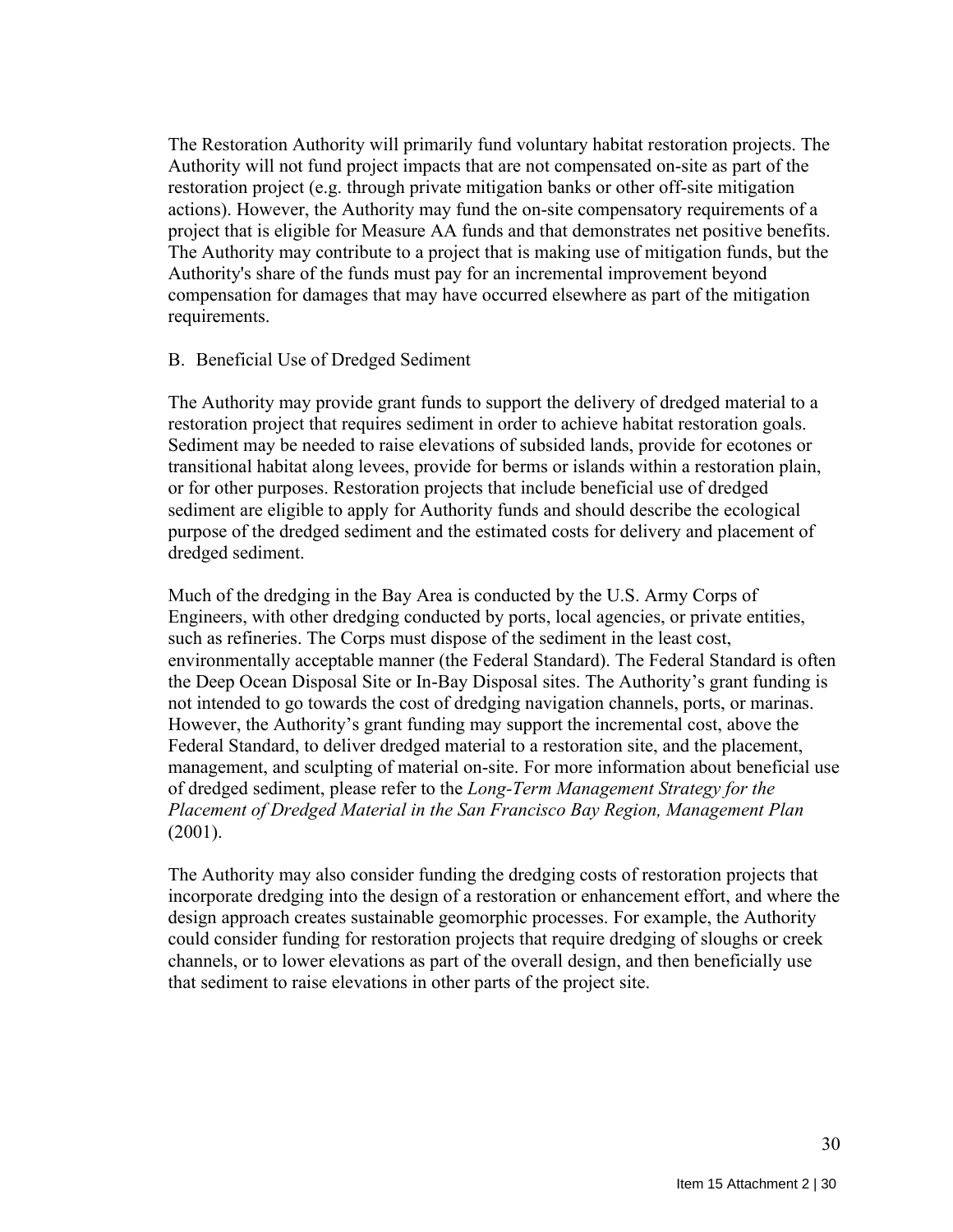The Restoration Authority will primarily fund voluntary habitat restoration projects. The Authority will not fund project impacts that are not compensated on-site as part of the restoration project (e.g. through private mitigation banks or other off-site mitigation actions). However, the Authority may fund the on-site compensatory requirements of a project that is eligible for Measure AA funds and that demonstrates net positive benefits. The Authority may contribute to a project that is making use of mitigation funds, but the Authority's share of the funds must pay for an incremental improvement beyond compensation for damages that may have occurred elsewhere as part of the mitigation requirements.

B. Beneficial Use of Dredged Sediment

The Authority may provide grant funds to support the delivery of dredged material to a restoration project that requires sediment in order to achieve habitat restoration goals. Sediment may be needed to raise elevations of subsided lands, provide for ecotones or transitional habitat along levees, provide for berms or islands within a restoration plain, or for other purposes. Restoration projects that include beneficial use of dredged sediment are eligible to apply for Authority funds and should describe the ecological purpose of the dredged sediment and the estimated costs for delivery and placement of dredged sediment.

Much of the dredging in the Bay Area is conducted by the U.S. Army Corps of Engineers, with other dredging conducted by ports, local agencies, or private entities, such as refineries. The Corps must dispose of the sediment in the least cost, environmentally acceptable manner (the Federal Standard). The Federal Standard is often the Deep Ocean Disposal Site or In-Bay Disposal sites. The Authority's grant funding is not intended to go towards the cost of dredging navigation channels, ports, or marinas. However, the Authority's grant funding may support the incremental cost, above the Federal Standard, to deliver dredged material to a restoration site, and the placement, management, and sculpting of material on-site. For more information about beneficial use of dredged sediment, please refer to the *Long-Term Management Strategy for the Placement of Dredged Material in the San Francisco Bay Region, Management Plan* (2001).

The Authority may also consider funding the dredging costs of restoration projects that incorporate dredging into the design of a restoration or enhancement effort, and where the design approach creates sustainable geomorphic processes. For example, the Authority could consider funding for restoration projects that require dredging of sloughs or creek channels, or to lower elevations as part of the overall design, and then beneficially use that sediment to raise elevations in other parts of the project site.